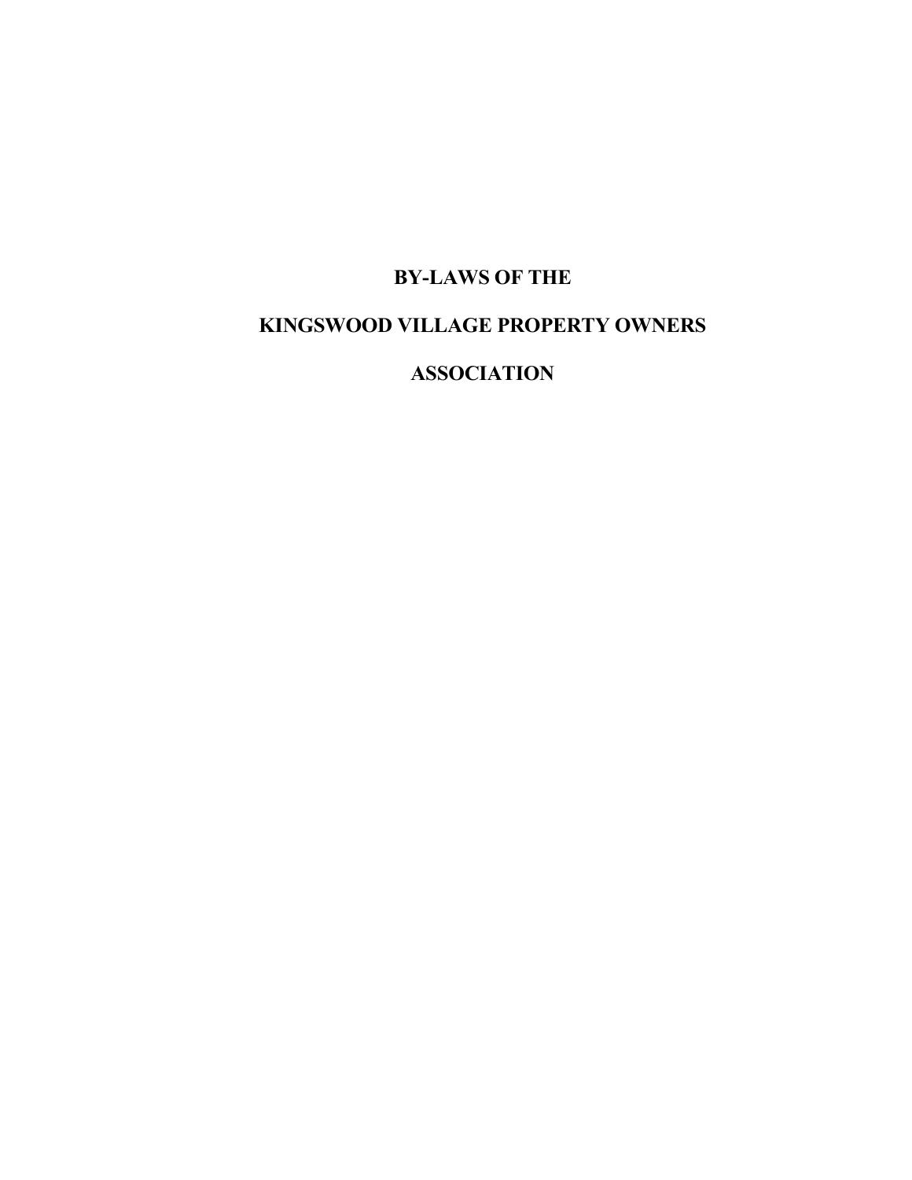# BY-LAWS OF THE

# KINGSWOOD VILLAGE PROPERTY OWNERS

# ASSOCIATION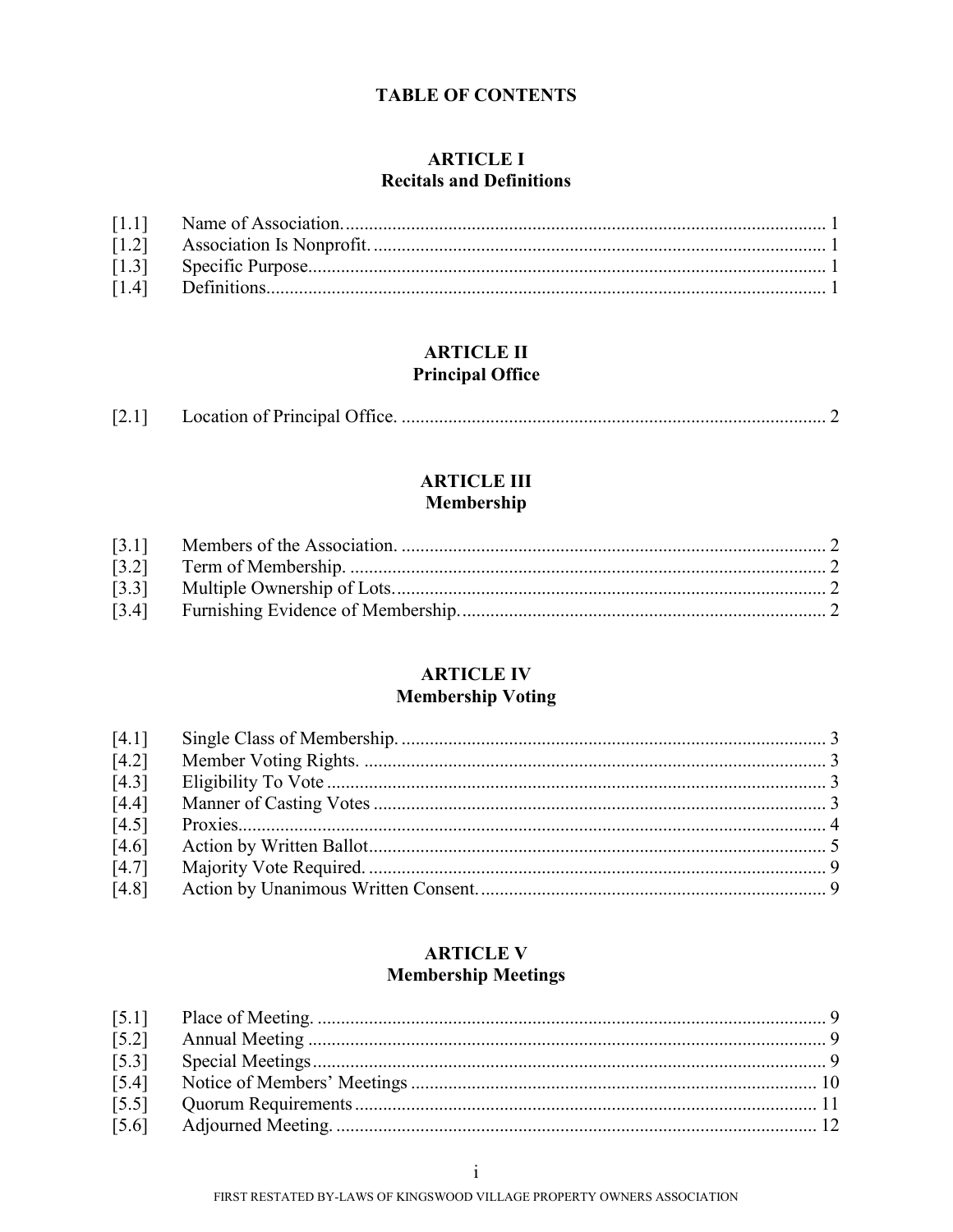# TABLE OF CONTENTS

## ARTICLE I
## Recitals and Definitions

| | | |
|---|---|---|
| [1.1] | Name of Association. | 1 |
| [1.2] | Association Is Nonprofit. | 1 |
| [1.3] | Specific Purpose | 1 |
| [1.4] | Definitions. | 1 |

## ARTICLE II
## Principal Office

| | | |
|---|---|---|
| [2.1] | Location of Principal Office. | 2 |

## ARTICLE III
## Membership

| | | |
|---|---|---|
| [3.1] | Members of the Association. | 2 |
| [3.2] | Term of Membership. | 2 |
| [3.3] | Multiple Ownership of Lots. | 2 |
| [3.4] | Furnishing Evidence of Membership. | 2 |

## ARTICLE IV
## Membership Voting

| | | |
|---|---|---|
| [4.1] | Single Class of Membership. | 3 |
| [4.2] | Member Voting Rights. | 3 |
| [4.3] | Eligibility To Vote | 3 |
| [4.4] | Manner of Casting Votes | 3 |
| [4.5] | Proxies | 4 |
| [4.6] | Action by Written Ballot | 5 |
| [4.7] | Majority Vote Required. | 9 |
| [4.8] | Action by Unanimous Written Consent. | 9 |

## ARTICLE V
## Membership Meetings

| | | |
|---|---|---|
| [5.1] | Place of Meeting. | 9 |
| [5.2] | Annual Meeting | 9 |
| [5.3] | Special Meetings | 9 |
| [5.4] | Notice of Members' Meetings | 10 |
| [5.5] | Quorum Requirements | 11 |
| [5.6] | Adjourned Meeting. | 12 |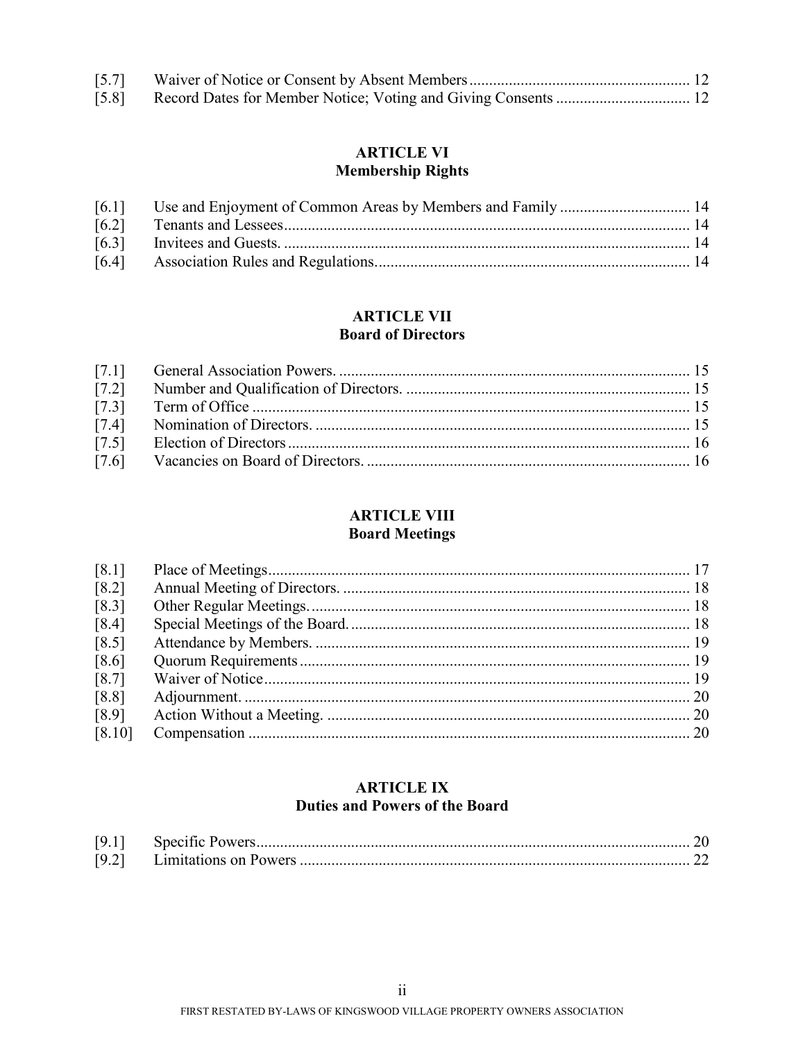[5.7] Waiver of Notice or Consent by Absent Members ........................................................ 12
[5.8] Record Dates for Member Notice; Voting and Giving Consents .................................. 12

## ARTICLE VI
## Membership Rights

[6.1] Use and Enjoyment of Common Areas by Members and Family ................................. 14
[6.2] Tenants and Lessees ...................................................................................................... 14
[6.3] Invitees and Guests. ...................................................................................................... 14
[6.4] Association Rules and Regulations ................................................................................ 14

## ARTICLE VII
## Board of Directors

[7.1] General Association Powers. ......................................................................................... 15
[7.2] Number and Qualification of Directors. ........................................................................ 15
[7.3] Term of Office ............................................................................................................... 15
[7.4] Nomination of Directors. ............................................................................................... 15
[7.5] Election of Directors ...................................................................................................... 16
[7.6] Vacancies on Board of Directors. .................................................................................. 16

## ARTICLE VIII
## Board Meetings

[8.1] Place of Meetings ........................................................................................................... 17
[8.2] Annual Meeting of Directors. ........................................................................................ 18
[8.3] Other Regular Meetings. ................................................................................................ 18
[8.4] Special Meetings of the Board. ...................................................................................... 18
[8.5] Attendance by Members. ............................................................................................... 19
[8.6] Quorum Requirements .................................................................................................. 19
[8.7] Waiver of Notice ............................................................................................................ 19
[8.8] Adjournment. ................................................................................................................. 20
[8.9] Action Without a Meeting. ............................................................................................ 20
[8.10] Compensation ................................................................................................................ 20

## ARTICLE IX
## Duties and Powers of the Board

[9.1] Specific Powers .............................................................................................................. 20
[9.2] Limitations on Powers ................................................................................................... 22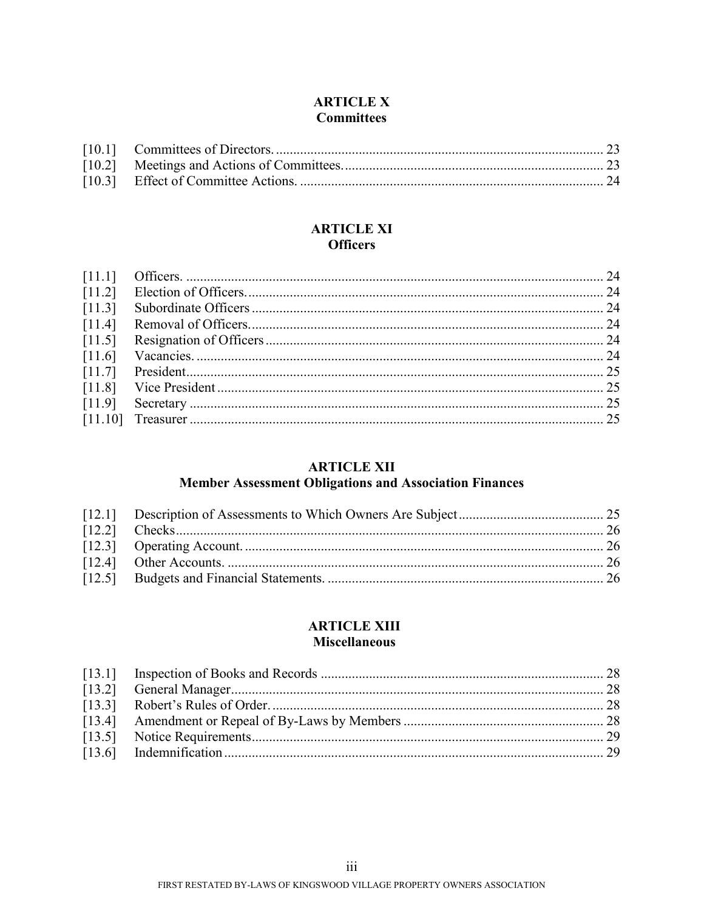## ARTICLE X
**Committees**

[10.1] Committees of Directors. 23
[10.2] Meetings and Actions of Committees. 23
[10.3] Effect of Committee Actions. 24

## ARTICLE XI
**Officers**

[11.1] Officers. 24
[11.2] Election of Officers. 24
[11.3] Subordinate Officers 24
[11.4] Removal of Officers. 24
[11.5] Resignation of Officers 24
[11.6] Vacancies. 24
[11.7] President 25
[11.8] Vice President 25
[11.9] Secretary 25
[11.10] Treasurer 25

## ARTICLE XII
**Member Assessment Obligations and Association Finances**

[12.1] Description of Assessments to Which Owners Are Subject 25
[12.2] Checks 26
[12.3] Operating Account. 26
[12.4] Other Accounts. 26
[12.5] Budgets and Financial Statements. 26

## ARTICLE XIII
**Miscellaneous**

[13.1] Inspection of Books and Records 28
[13.2] General Manager 28
[13.3] Robert's Rules of Order. 28
[13.4] Amendment or Repeal of By-Laws by Members 28
[13.5] Notice Requirements 29
[13.6] Indemnification 29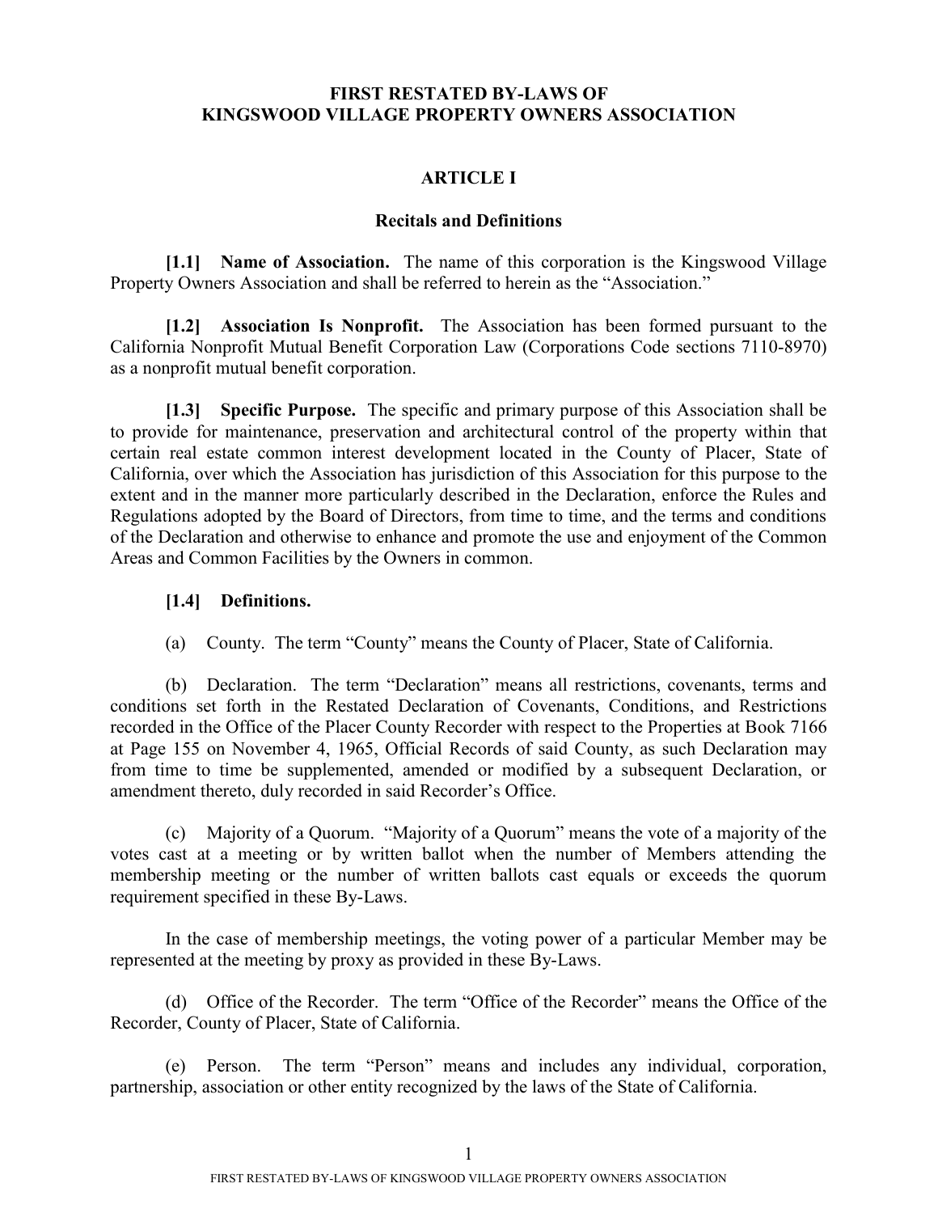# FIRST RESTATED BY-LAWS OF KINGSWOOD VILLAGE PROPERTY OWNERS ASSOCIATION

## ARTICLE I

### Recitals and Definitions

**[1.1] Name of Association.** The name of this corporation is the Kingswood Village Property Owners Association and shall be referred to herein as the "Association."

**[1.2] Association Is Nonprofit.** The Association has been formed pursuant to the California Nonprofit Mutual Benefit Corporation Law (Corporations Code sections 7110-8970) as a nonprofit mutual benefit corporation.

**[1.3] Specific Purpose.** The specific and primary purpose of this Association shall be to provide for maintenance, preservation and architectural control of the property within that certain real estate common interest development located in the County of Placer, State of California, over which the Association has jurisdiction of this Association for this purpose to the extent and in the manner more particularly described in the Declaration, enforce the Rules and Regulations adopted by the Board of Directors, from time to time, and the terms and conditions of the Declaration and otherwise to enhance and promote the use and enjoyment of the Common Areas and Common Facilities by the Owners in common.

**[1.4] Definitions.**

(a) County. The term "County" means the County of Placer, State of California.

(b) Declaration. The term "Declaration" means all restrictions, covenants, terms and conditions set forth in the Restated Declaration of Covenants, Conditions, and Restrictions recorded in the Office of the Placer County Recorder with respect to the Properties at Book 7166 at Page 155 on November 4, 1965, Official Records of said County, as such Declaration may from time to time be supplemented, amended or modified by a subsequent Declaration, or amendment thereto, duly recorded in said Recorder's Office.

(c) Majority of a Quorum. "Majority of a Quorum" means the vote of a majority of the votes cast at a meeting or by written ballot when the number of Members attending the membership meeting or the number of written ballots cast equals or exceeds the quorum requirement specified in these By-Laws.

In the case of membership meetings, the voting power of a particular Member may be represented at the meeting by proxy as provided in these By-Laws.

(d) Office of the Recorder. The term "Office of the Recorder" means the Office of the Recorder, County of Placer, State of California.

(e) Person. The term "Person" means and includes any individual, corporation, partnership, association or other entity recognized by the laws of the State of California.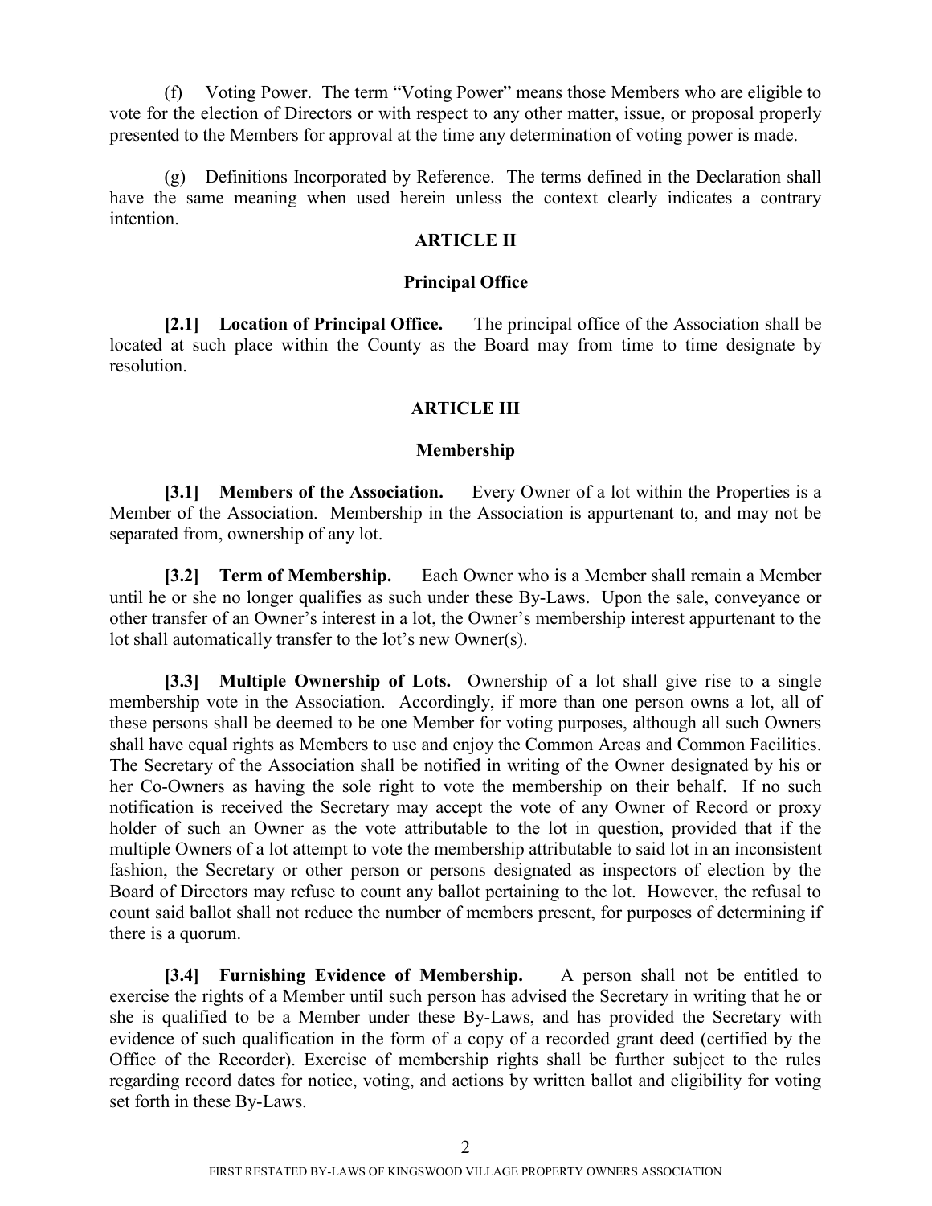(f) Voting Power. The term "Voting Power" means those Members who are eligible to vote for the election of Directors or with respect to any other matter, issue, or proposal properly presented to the Members for approval at the time any determination of voting power is made.

(g) Definitions Incorporated by Reference. The terms defined in the Declaration shall have the same meaning when used herein unless the context clearly indicates a contrary intention.

## ARTICLE II

### Principal Office

**[2.1] Location of Principal Office.** The principal office of the Association shall be located at such place within the County as the Board may from time to time designate by resolution.

## ARTICLE III

### Membership

**[3.1] Members of the Association.** Every Owner of a lot within the Properties is a Member of the Association. Membership in the Association is appurtenant to, and may not be separated from, ownership of any lot.

**[3.2] Term of Membership.** Each Owner who is a Member shall remain a Member until he or she no longer qualifies as such under these By-Laws. Upon the sale, conveyance or other transfer of an Owner's interest in a lot, the Owner's membership interest appurtenant to the lot shall automatically transfer to the lot's new Owner(s).

**[3.3] Multiple Ownership of Lots.** Ownership of a lot shall give rise to a single membership vote in the Association. Accordingly, if more than one person owns a lot, all of these persons shall be deemed to be one Member for voting purposes, although all such Owners shall have equal rights as Members to use and enjoy the Common Areas and Common Facilities. The Secretary of the Association shall be notified in writing of the Owner designated by his or her Co-Owners as having the sole right to vote the membership on their behalf. If no such notification is received the Secretary may accept the vote of any Owner of Record or proxy holder of such an Owner as the vote attributable to the lot in question, provided that if the multiple Owners of a lot attempt to vote the membership attributable to said lot in an inconsistent fashion, the Secretary or other person or persons designated as inspectors of election by the Board of Directors may refuse to count any ballot pertaining to the lot. However, the refusal to count said ballot shall not reduce the number of members present, for purposes of determining if there is a quorum.

**[3.4] Furnishing Evidence of Membership.** A person shall not be entitled to exercise the rights of a Member until such person has advised the Secretary in writing that he or she is qualified to be a Member under these By-Laws, and has provided the Secretary with evidence of such qualification in the form of a copy of a recorded grant deed (certified by the Office of the Recorder). Exercise of membership rights shall be further subject to the rules regarding record dates for notice, voting, and actions by written ballot and eligibility for voting set forth in these By-Laws.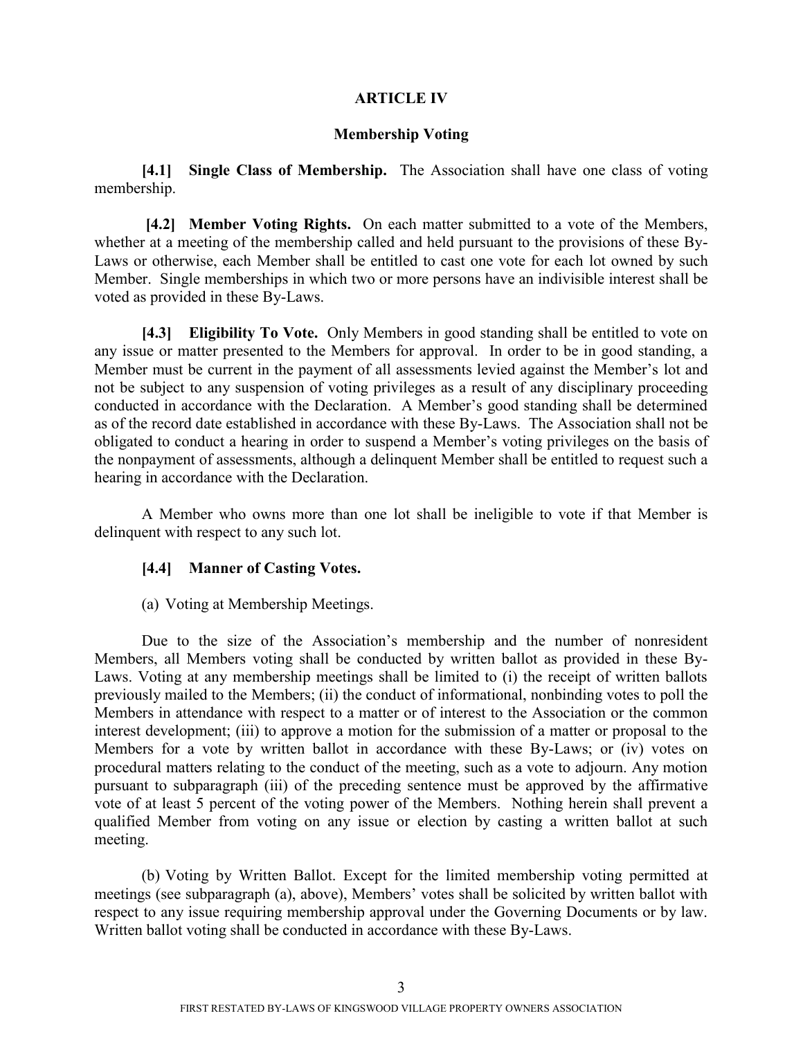# ARTICLE IV

## Membership Voting

**[4.1] Single Class of Membership.** The Association shall have one class of voting membership.

**[4.2] Member Voting Rights.** On each matter submitted to a vote of the Members, whether at a meeting of the membership called and held pursuant to the provisions of these By-Laws or otherwise, each Member shall be entitled to cast one vote for each lot owned by such Member. Single memberships in which two or more persons have an indivisible interest shall be voted as provided in these By-Laws.

**[4.3] Eligibility To Vote.** Only Members in good standing shall be entitled to vote on any issue or matter presented to the Members for approval. In order to be in good standing, a Member must be current in the payment of all assessments levied against the Member's lot and not be subject to any suspension of voting privileges as a result of any disciplinary proceeding conducted in accordance with the Declaration. A Member's good standing shall be determined as of the record date established in accordance with these By-Laws. The Association shall not be obligated to conduct a hearing in order to suspend a Member's voting privileges on the basis of the nonpayment of assessments, although a delinquent Member shall be entitled to request such a hearing in accordance with the Declaration.

A Member who owns more than one lot shall be ineligible to vote if that Member is delinquent with respect to any such lot.

**[4.4] Manner of Casting Votes.**

(a) Voting at Membership Meetings.

Due to the size of the Association's membership and the number of nonresident Members, all Members voting shall be conducted by written ballot as provided in these By-Laws. Voting at any membership meetings shall be limited to (i) the receipt of written ballots previously mailed to the Members; (ii) the conduct of informational, nonbinding votes to poll the Members in attendance with respect to a matter or of interest to the Association or the common interest development; (iii) to approve a motion for the submission of a matter or proposal to the Members for a vote by written ballot in accordance with these By-Laws; or (iv) votes on procedural matters relating to the conduct of the meeting, such as a vote to adjourn. Any motion pursuant to subparagraph (iii) of the preceding sentence must be approved by the affirmative vote of at least 5 percent of the voting power of the Members. Nothing herein shall prevent a qualified Member from voting on any issue or election by casting a written ballot at such meeting.

(b) Voting by Written Ballot. Except for the limited membership voting permitted at meetings (see subparagraph (a), above), Members' votes shall be solicited by written ballot with respect to any issue requiring membership approval under the Governing Documents or by law. Written ballot voting shall be conducted in accordance with these By-Laws.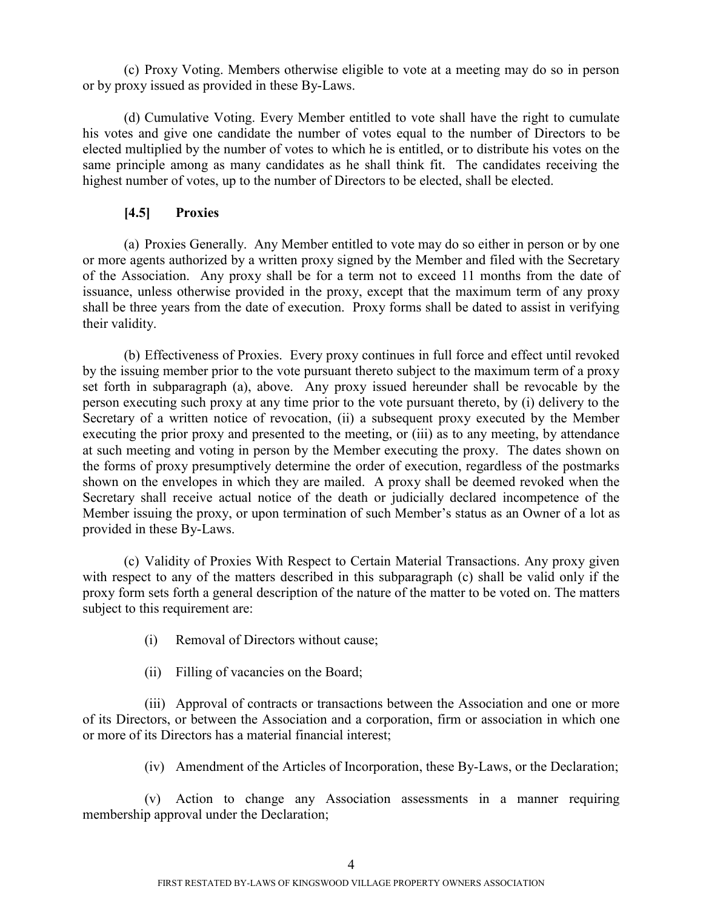(c) Proxy Voting. Members otherwise eligible to vote at a meeting may do so in person or by proxy issued as provided in these By-Laws.

(d) Cumulative Voting. Every Member entitled to vote shall have the right to cumulate his votes and give one candidate the number of votes equal to the number of Directors to be elected multiplied by the number of votes to which he is entitled, or to distribute his votes on the same principle among as many candidates as he shall think fit. The candidates receiving the highest number of votes, up to the number of Directors to be elected, shall be elected.

### [4.5] Proxies

(a) Proxies Generally. Any Member entitled to vote may do so either in person or by one or more agents authorized by a written proxy signed by the Member and filed with the Secretary of the Association. Any proxy shall be for a term not to exceed 11 months from the date of issuance, unless otherwise provided in the proxy, except that the maximum term of any proxy shall be three years from the date of execution. Proxy forms shall be dated to assist in verifying their validity.

(b) Effectiveness of Proxies. Every proxy continues in full force and effect until revoked by the issuing member prior to the vote pursuant thereto subject to the maximum term of a proxy set forth in subparagraph (a), above. Any proxy issued hereunder shall be revocable by the person executing such proxy at any time prior to the vote pursuant thereto, by (i) delivery to the Secretary of a written notice of revocation, (ii) a subsequent proxy executed by the Member executing the prior proxy and presented to the meeting, or (iii) as to any meeting, by attendance at such meeting and voting in person by the Member executing the proxy. The dates shown on the forms of proxy presumptively determine the order of execution, regardless of the postmarks shown on the envelopes in which they are mailed. A proxy shall be deemed revoked when the Secretary shall receive actual notice of the death or judicially declared incompetence of the Member issuing the proxy, or upon termination of such Member's status as an Owner of a lot as provided in these By-Laws.

(c) Validity of Proxies With Respect to Certain Material Transactions. Any proxy given with respect to any of the matters described in this subparagraph (c) shall be valid only if the proxy form sets forth a general description of the nature of the matter to be voted on. The matters subject to this requirement are:

(i) Removal of Directors without cause;

(ii) Filling of vacancies on the Board;

(iii) Approval of contracts or transactions between the Association and one or more of its Directors, or between the Association and a corporation, firm or association in which one or more of its Directors has a material financial interest;

(iv) Amendment of the Articles of Incorporation, these By-Laws, or the Declaration;

(v) Action to change any Association assessments in a manner requiring membership approval under the Declaration;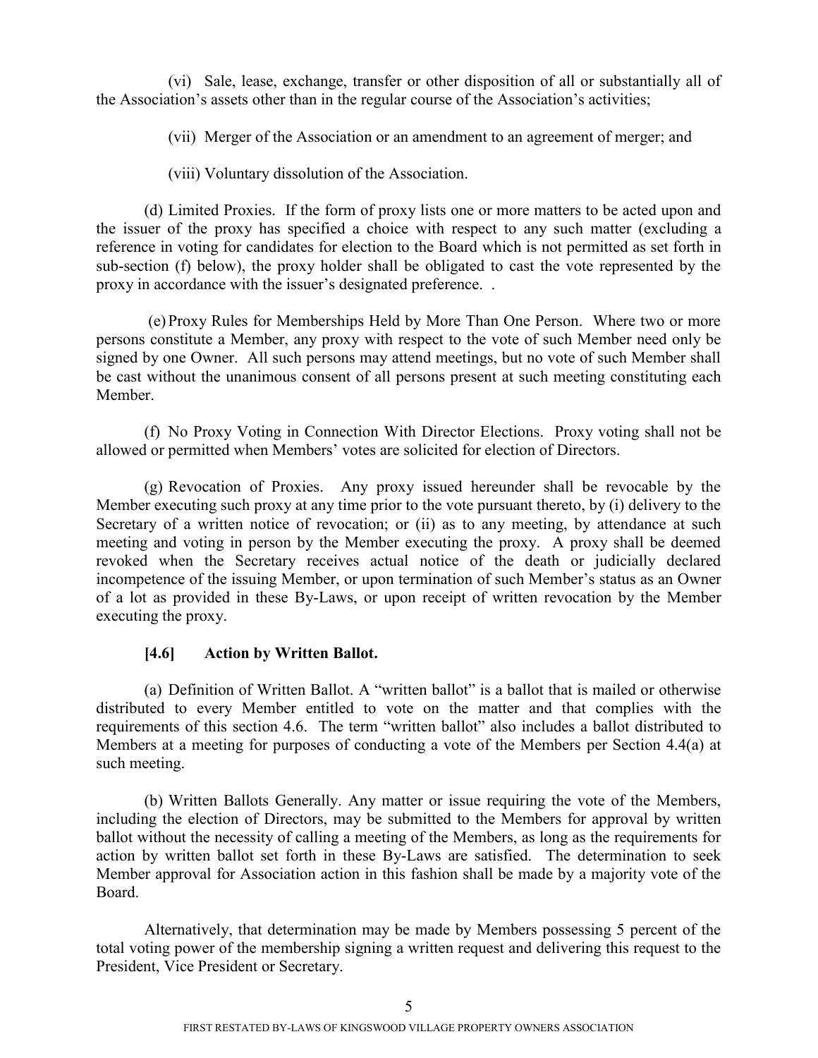(vi) Sale, lease, exchange, transfer or other disposition of all or substantially all of the Association's assets other than in the regular course of the Association's activities;

(vii) Merger of the Association or an amendment to an agreement of merger; and

(viii) Voluntary dissolution of the Association.

(d) Limited Proxies. If the form of proxy lists one or more matters to be acted upon and the issuer of the proxy has specified a choice with respect to any such matter (excluding a reference in voting for candidates for election to the Board which is not permitted as set forth in sub-section (f) below), the proxy holder shall be obligated to cast the vote represented by the proxy in accordance with the issuer's designated preference. .

(e) Proxy Rules for Memberships Held by More Than One Person. Where two or more persons constitute a Member, any proxy with respect to the vote of such Member need only be signed by one Owner. All such persons may attend meetings, but no vote of such Member shall be cast without the unanimous consent of all persons present at such meeting constituting each Member.

(f) No Proxy Voting in Connection With Director Elections. Proxy voting shall not be allowed or permitted when Members' votes are solicited for election of Directors.

(g) Revocation of Proxies. Any proxy issued hereunder shall be revocable by the Member executing such proxy at any time prior to the vote pursuant thereto, by (i) delivery to the Secretary of a written notice of revocation; or (ii) as to any meeting, by attendance at such meeting and voting in person by the Member executing the proxy. A proxy shall be deemed revoked when the Secretary receives actual notice of the death or judicially declared incompetence of the issuing Member, or upon termination of such Member's status as an Owner of a lot as provided in these By-Laws, or upon receipt of written revocation by the Member executing the proxy.

**[4.6] Action by Written Ballot.**

(a) Definition of Written Ballot. A "written ballot" is a ballot that is mailed or otherwise distributed to every Member entitled to vote on the matter and that complies with the requirements of this section 4.6. The term "written ballot" also includes a ballot distributed to Members at a meeting for purposes of conducting a vote of the Members per Section 4.4(a) at such meeting.

(b) Written Ballots Generally. Any matter or issue requiring the vote of the Members, including the election of Directors, may be submitted to the Members for approval by written ballot without the necessity of calling a meeting of the Members, as long as the requirements for action by written ballot set forth in these By-Laws are satisfied. The determination to seek Member approval for Association action in this fashion shall be made by a majority vote of the Board.

Alternatively, that determination may be made by Members possessing 5 percent of the total voting power of the membership signing a written request and delivering this request to the President, Vice President or Secretary.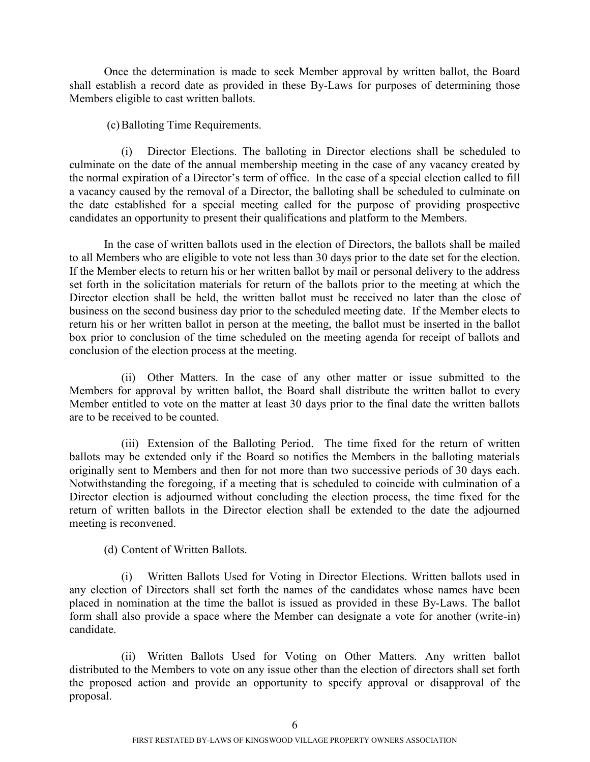Once the determination is made to seek Member approval by written ballot, the Board shall establish a record date as provided in these By-Laws for purposes of determining those Members eligible to cast written ballots.

(c) Balloting Time Requirements.

(i) Director Elections. The balloting in Director elections shall be scheduled to culminate on the date of the annual membership meeting in the case of any vacancy created by the normal expiration of a Director's term of office. In the case of a special election called to fill a vacancy caused by the removal of a Director, the balloting shall be scheduled to culminate on the date established for a special meeting called for the purpose of providing prospective candidates an opportunity to present their qualifications and platform to the Members.

In the case of written ballots used in the election of Directors, the ballots shall be mailed to all Members who are eligible to vote not less than 30 days prior to the date set for the election. If the Member elects to return his or her written ballot by mail or personal delivery to the address set forth in the solicitation materials for return of the ballots prior to the meeting at which the Director election shall be held, the written ballot must be received no later than the close of business on the second business day prior to the scheduled meeting date. If the Member elects to return his or her written ballot in person at the meeting, the ballot must be inserted in the ballot box prior to conclusion of the time scheduled on the meeting agenda for receipt of ballots and conclusion of the election process at the meeting.

(ii) Other Matters. In the case of any other matter or issue submitted to the Members for approval by written ballot, the Board shall distribute the written ballot to every Member entitled to vote on the matter at least 30 days prior to the final date the written ballots are to be received to be counted.

(iii) Extension of the Balloting Period. The time fixed for the return of written ballots may be extended only if the Board so notifies the Members in the balloting materials originally sent to Members and then for not more than two successive periods of 30 days each. Notwithstanding the foregoing, if a meeting that is scheduled to coincide with culmination of a Director election is adjourned without concluding the election process, the time fixed for the return of written ballots in the Director election shall be extended to the date the adjourned meeting is reconvened.

(d) Content of Written Ballots.

(i) Written Ballots Used for Voting in Director Elections. Written ballots used in any election of Directors shall set forth the names of the candidates whose names have been placed in nomination at the time the ballot is issued as provided in these By-Laws. The ballot form shall also provide a space where the Member can designate a vote for another (write-in) candidate.

(ii) Written Ballots Used for Voting on Other Matters. Any written ballot distributed to the Members to vote on any issue other than the election of directors shall set forth the proposed action and provide an opportunity to specify approval or disapproval of the proposal.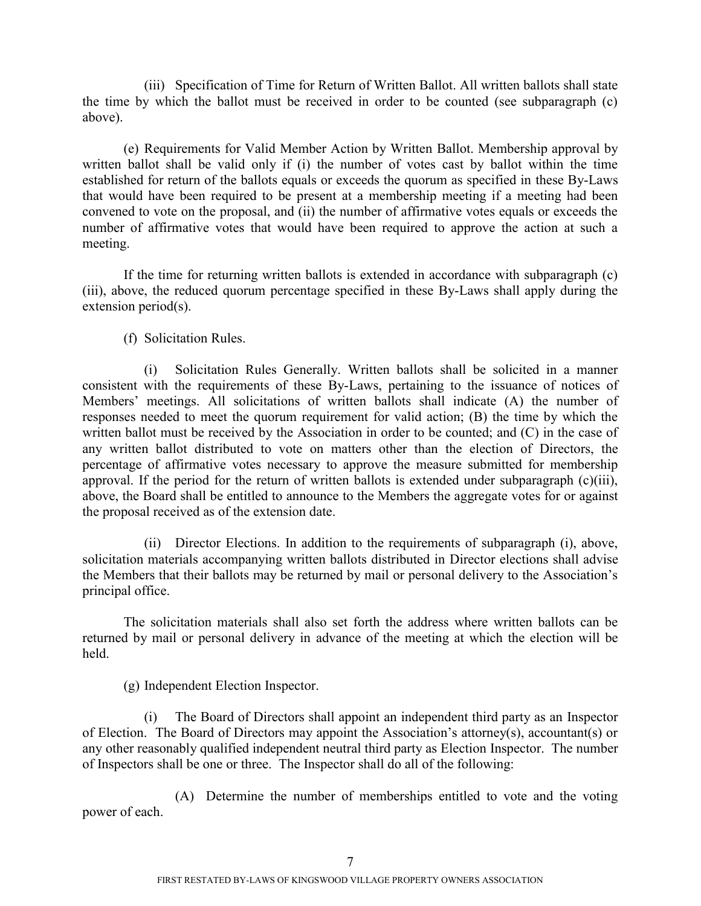(iii) Specification of Time for Return of Written Ballot. All written ballots shall state the time by which the ballot must be received in order to be counted (see subparagraph (c) above).

(e) Requirements for Valid Member Action by Written Ballot. Membership approval by written ballot shall be valid only if (i) the number of votes cast by ballot within the time established for return of the ballots equals or exceeds the quorum as specified in these By-Laws that would have been required to be present at a membership meeting if a meeting had been convened to vote on the proposal, and (ii) the number of affirmative votes equals or exceeds the number of affirmative votes that would have been required to approve the action at such a meeting.

If the time for returning written ballots is extended in accordance with subparagraph (c) (iii), above, the reduced quorum percentage specified in these By-Laws shall apply during the extension period(s).

(f) Solicitation Rules.

(i) Solicitation Rules Generally. Written ballots shall be solicited in a manner consistent with the requirements of these By-Laws, pertaining to the issuance of notices of Members' meetings. All solicitations of written ballots shall indicate (A) the number of responses needed to meet the quorum requirement for valid action; (B) the time by which the written ballot must be received by the Association in order to be counted; and (C) in the case of any written ballot distributed to vote on matters other than the election of Directors, the percentage of affirmative votes necessary to approve the measure submitted for membership approval. If the period for the return of written ballots is extended under subparagraph (c)(iii), above, the Board shall be entitled to announce to the Members the aggregate votes for or against the proposal received as of the extension date.

(ii) Director Elections. In addition to the requirements of subparagraph (i), above, solicitation materials accompanying written ballots distributed in Director elections shall advise the Members that their ballots may be returned by mail or personal delivery to the Association's principal office.

The solicitation materials shall also set forth the address where written ballots can be returned by mail or personal delivery in advance of the meeting at which the election will be held.

(g) Independent Election Inspector.

(i) The Board of Directors shall appoint an independent third party as an Inspector of Election. The Board of Directors may appoint the Association's attorney(s), accountant(s) or any other reasonably qualified independent neutral third party as Election Inspector. The number of Inspectors shall be one or three. The Inspector shall do all of the following:

(A) Determine the number of memberships entitled to vote and the voting power of each.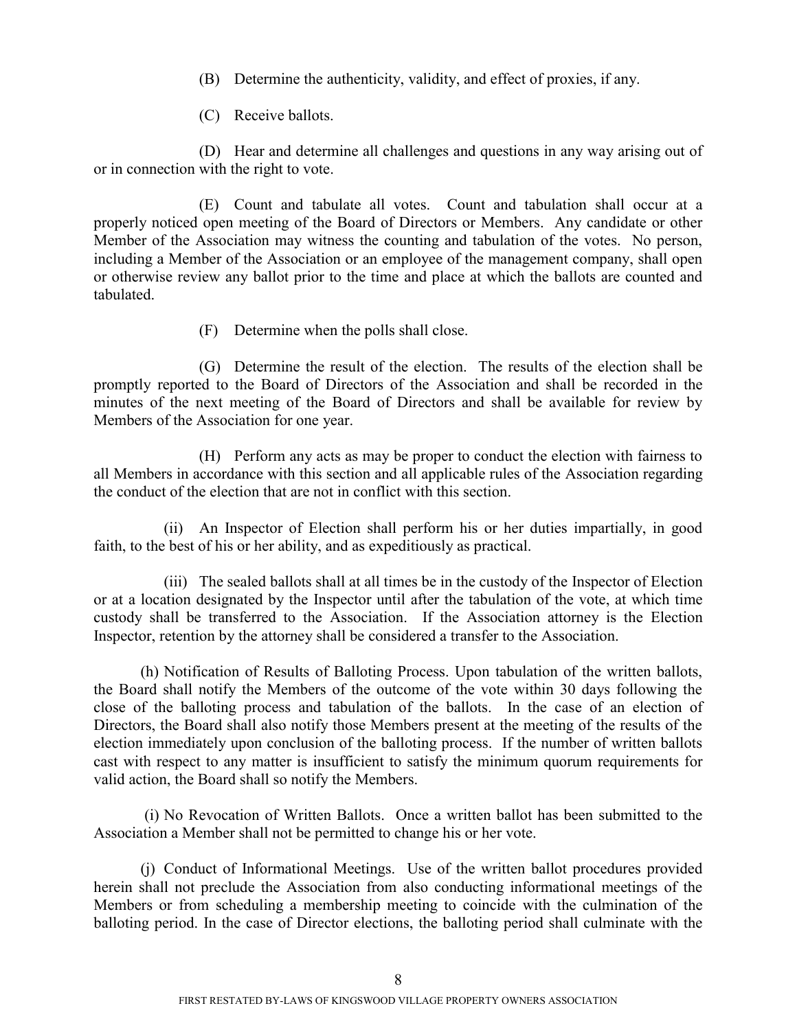(B) Determine the authenticity, validity, and effect of proxies, if any.

(C) Receive ballots.

(D) Hear and determine all challenges and questions in any way arising out of or in connection with the right to vote.

(E) Count and tabulate all votes. Count and tabulation shall occur at a properly noticed open meeting of the Board of Directors or Members. Any candidate or other Member of the Association may witness the counting and tabulation of the votes. No person, including a Member of the Association or an employee of the management company, shall open or otherwise review any ballot prior to the time and place at which the ballots are counted and tabulated.

(F) Determine when the polls shall close.

(G) Determine the result of the election. The results of the election shall be promptly reported to the Board of Directors of the Association and shall be recorded in the minutes of the next meeting of the Board of Directors and shall be available for review by Members of the Association for one year.

(H) Perform any acts as may be proper to conduct the election with fairness to all Members in accordance with this section and all applicable rules of the Association regarding the conduct of the election that are not in conflict with this section.

(ii) An Inspector of Election shall perform his or her duties impartially, in good faith, to the best of his or her ability, and as expeditiously as practical.

(iii) The sealed ballots shall at all times be in the custody of the Inspector of Election or at a location designated by the Inspector until after the tabulation of the vote, at which time custody shall be transferred to the Association. If the Association attorney is the Election Inspector, retention by the attorney shall be considered a transfer to the Association.

(h) Notification of Results of Balloting Process. Upon tabulation of the written ballots, the Board shall notify the Members of the outcome of the vote within 30 days following the close of the balloting process and tabulation of the ballots. In the case of an election of Directors, the Board shall also notify those Members present at the meeting of the results of the election immediately upon conclusion of the balloting process. If the number of written ballots cast with respect to any matter is insufficient to satisfy the minimum quorum requirements for valid action, the Board shall so notify the Members.

(i) No Revocation of Written Ballots. Once a written ballot has been submitted to the Association a Member shall not be permitted to change his or her vote.

(j) Conduct of Informational Meetings. Use of the written ballot procedures provided herein shall not preclude the Association from also conducting informational meetings of the Members or from scheduling a membership meeting to coincide with the culmination of the balloting period. In the case of Director elections, the balloting period shall culminate with the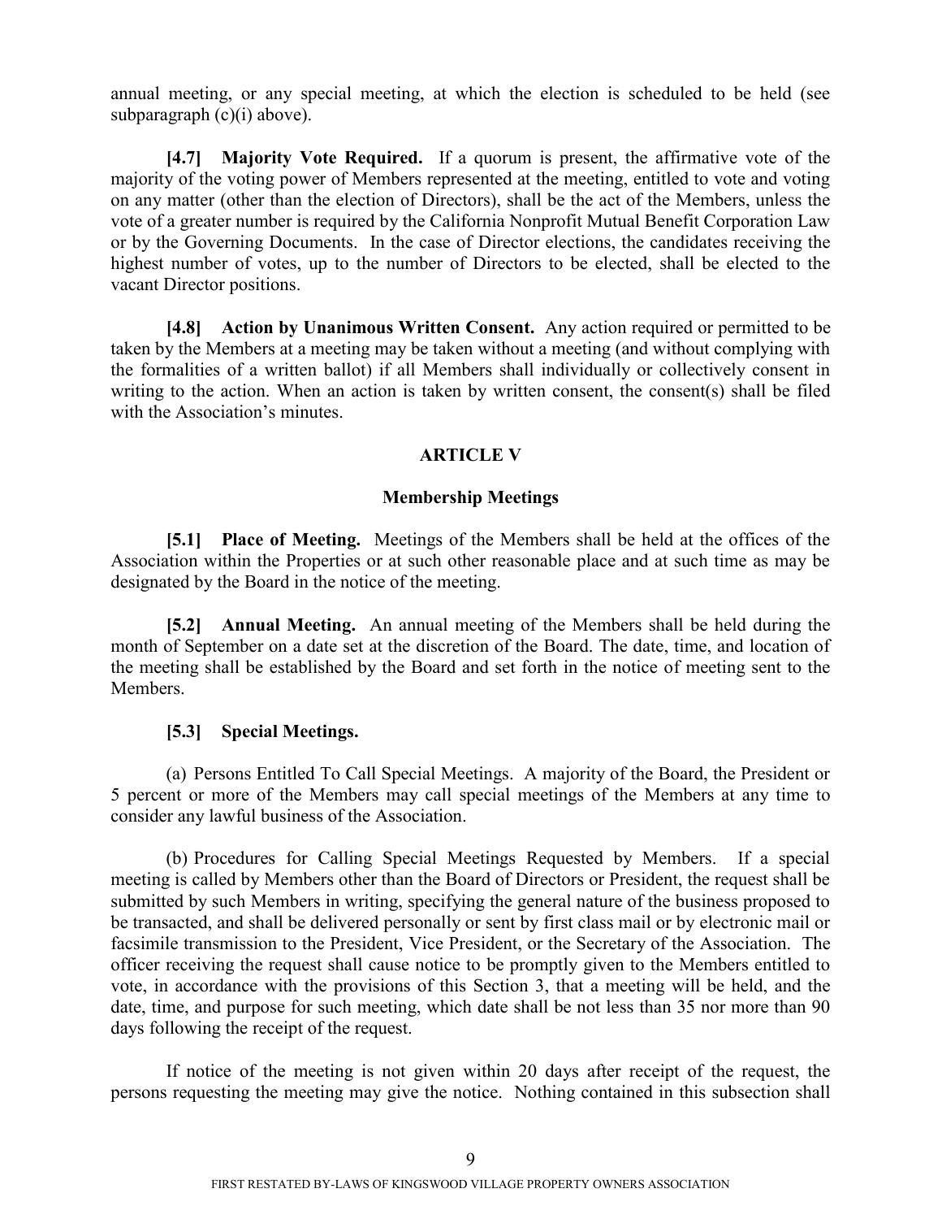annual meeting, or any special meeting, at which the election is scheduled to be held (see subparagraph (c)(i) above).

**[4.7] Majority Vote Required.** If a quorum is present, the affirmative vote of the majority of the voting power of Members represented at the meeting, entitled to vote and voting on any matter (other than the election of Directors), shall be the act of the Members, unless the vote of a greater number is required by the California Nonprofit Mutual Benefit Corporation Law or by the Governing Documents. In the case of Director elections, the candidates receiving the highest number of votes, up to the number of Directors to be elected, shall be elected to the vacant Director positions.

**[4.8] Action by Unanimous Written Consent.** Any action required or permitted to be taken by the Members at a meeting may be taken without a meeting (and without complying with the formalities of a written ballot) if all Members shall individually or collectively consent in writing to the action. When an action is taken by written consent, the consent(s) shall be filed with the Association's minutes.

## ARTICLE V

## Membership Meetings

**[5.1] Place of Meeting.** Meetings of the Members shall be held at the offices of the Association within the Properties or at such other reasonable place and at such time as may be designated by the Board in the notice of the meeting.

**[5.2] Annual Meeting.** An annual meeting of the Members shall be held during the month of September on a date set at the discretion of the Board. The date, time, and location of the meeting shall be established by the Board and set forth in the notice of meeting sent to the Members.

**[5.3] Special Meetings.**

(a) Persons Entitled To Call Special Meetings. A majority of the Board, the President or 5 percent or more of the Members may call special meetings of the Members at any time to consider any lawful business of the Association.

(b) Procedures for Calling Special Meetings Requested by Members. If a special meeting is called by Members other than the Board of Directors or President, the request shall be submitted by such Members in writing, specifying the general nature of the business proposed to be transacted, and shall be delivered personally or sent by first class mail or by electronic mail or facsimile transmission to the President, Vice President, or the Secretary of the Association. The officer receiving the request shall cause notice to be promptly given to the Members entitled to vote, in accordance with the provisions of this Section 3, that a meeting will be held, and the date, time, and purpose for such meeting, which date shall be not less than 35 nor more than 90 days following the receipt of the request.

If notice of the meeting is not given within 20 days after receipt of the request, the persons requesting the meeting may give the notice. Nothing contained in this subsection shall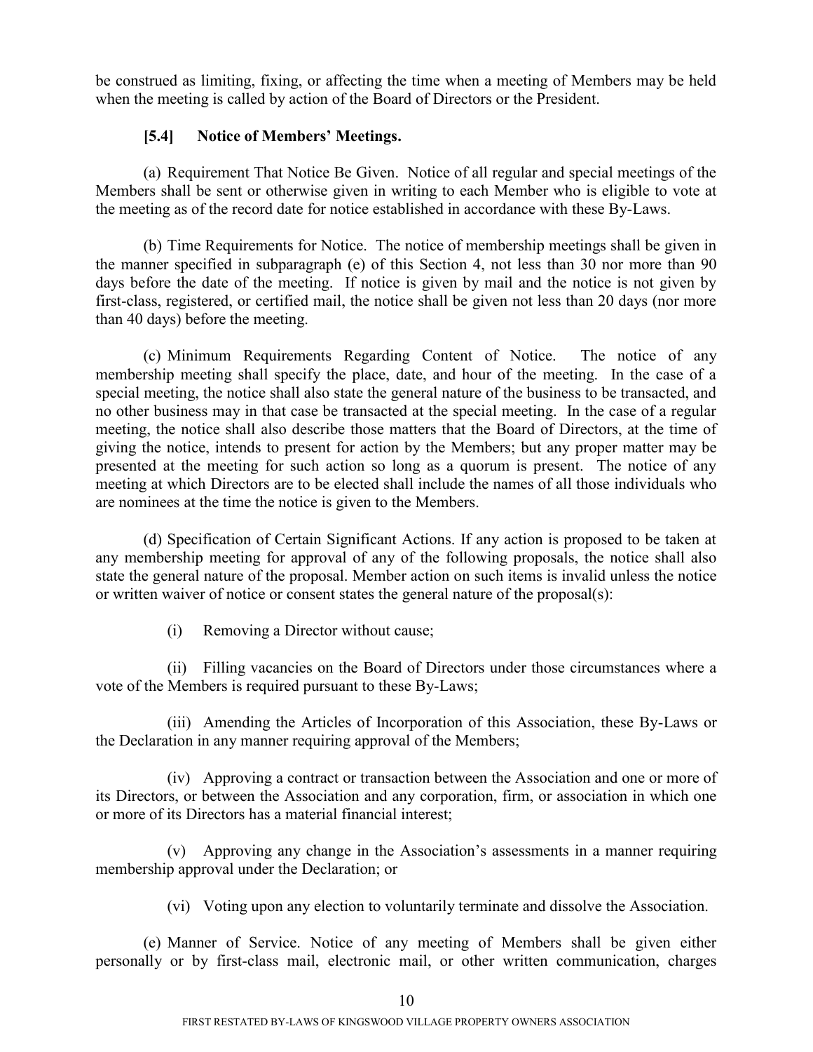be construed as limiting, fixing, or affecting the time when a meeting of Members may be held when the meeting is called by action of the Board of Directors or the President.

**[5.4] Notice of Members' Meetings.**

(a) Requirement That Notice Be Given. Notice of all regular and special meetings of the Members shall be sent or otherwise given in writing to each Member who is eligible to vote at the meeting as of the record date for notice established in accordance with these By-Laws.

(b) Time Requirements for Notice. The notice of membership meetings shall be given in the manner specified in subparagraph (e) of this Section 4, not less than 30 nor more than 90 days before the date of the meeting. If notice is given by mail and the notice is not given by first-class, registered, or certified mail, the notice shall be given not less than 20 days (nor more than 40 days) before the meeting.

(c) Minimum Requirements Regarding Content of Notice. The notice of any membership meeting shall specify the place, date, and hour of the meeting. In the case of a special meeting, the notice shall also state the general nature of the business to be transacted, and no other business may in that case be transacted at the special meeting. In the case of a regular meeting, the notice shall also describe those matters that the Board of Directors, at the time of giving the notice, intends to present for action by the Members; but any proper matter may be presented at the meeting for such action so long as a quorum is present. The notice of any meeting at which Directors are to be elected shall include the names of all those individuals who are nominees at the time the notice is given to the Members.

(d) Specification of Certain Significant Actions. If any action is proposed to be taken at any membership meeting for approval of any of the following proposals, the notice shall also state the general nature of the proposal. Member action on such items is invalid unless the notice or written waiver of notice or consent states the general nature of the proposal(s):

(i) Removing a Director without cause;

(ii) Filling vacancies on the Board of Directors under those circumstances where a vote of the Members is required pursuant to these By-Laws;

(iii) Amending the Articles of Incorporation of this Association, these By-Laws or the Declaration in any manner requiring approval of the Members;

(iv) Approving a contract or transaction between the Association and one or more of its Directors, or between the Association and any corporation, firm, or association in which one or more of its Directors has a material financial interest;

(v) Approving any change in the Association's assessments in a manner requiring membership approval under the Declaration; or

(vi) Voting upon any election to voluntarily terminate and dissolve the Association.

(e) Manner of Service. Notice of any meeting of Members shall be given either personally or by first-class mail, electronic mail, or other written communication, charges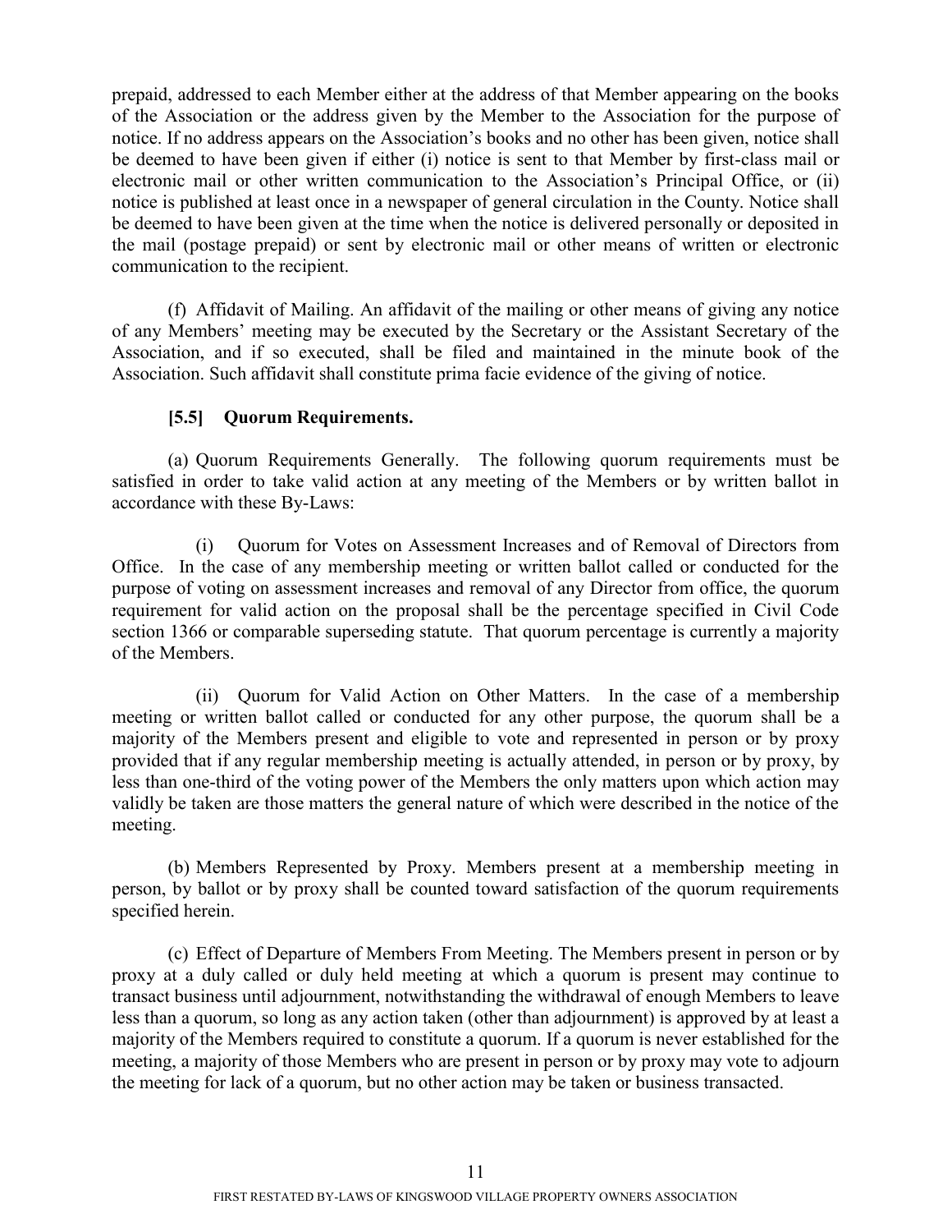prepaid, addressed to each Member either at the address of that Member appearing on the books of the Association or the address given by the Member to the Association for the purpose of notice. If no address appears on the Association's books and no other has been given, notice shall be deemed to have been given if either (i) notice is sent to that Member by first-class mail or electronic mail or other written communication to the Association's Principal Office, or (ii) notice is published at least once in a newspaper of general circulation in the County. Notice shall be deemed to have been given at the time when the notice is delivered personally or deposited in the mail (postage prepaid) or sent by electronic mail or other means of written or electronic communication to the recipient.

(f) Affidavit of Mailing. An affidavit of the mailing or other means of giving any notice of any Members' meeting may be executed by the Secretary or the Assistant Secretary of the Association, and if so executed, shall be filed and maintained in the minute book of the Association. Such affidavit shall constitute prima facie evidence of the giving of notice.

**[5.5] Quorum Requirements.**

(a) Quorum Requirements Generally. The following quorum requirements must be satisfied in order to take valid action at any meeting of the Members or by written ballot in accordance with these By-Laws:

(i) Quorum for Votes on Assessment Increases and of Removal of Directors from Office. In the case of any membership meeting or written ballot called or conducted for the purpose of voting on assessment increases and removal of any Director from office, the quorum requirement for valid action on the proposal shall be the percentage specified in Civil Code section 1366 or comparable superseding statute. That quorum percentage is currently a majority of the Members.

(ii) Quorum for Valid Action on Other Matters. In the case of a membership meeting or written ballot called or conducted for any other purpose, the quorum shall be a majority of the Members present and eligible to vote and represented in person or by proxy provided that if any regular membership meeting is actually attended, in person or by proxy, by less than one-third of the voting power of the Members the only matters upon which action may validly be taken are those matters the general nature of which were described in the notice of the meeting.

(b) Members Represented by Proxy. Members present at a membership meeting in person, by ballot or by proxy shall be counted toward satisfaction of the quorum requirements specified herein.

(c) Effect of Departure of Members From Meeting. The Members present in person or by proxy at a duly called or duly held meeting at which a quorum is present may continue to transact business until adjournment, notwithstanding the withdrawal of enough Members to leave less than a quorum, so long as any action taken (other than adjournment) is approved by at least a majority of the Members required to constitute a quorum. If a quorum is never established for the meeting, a majority of those Members who are present in person or by proxy may vote to adjourn the meeting for lack of a quorum, but no other action may be taken or business transacted.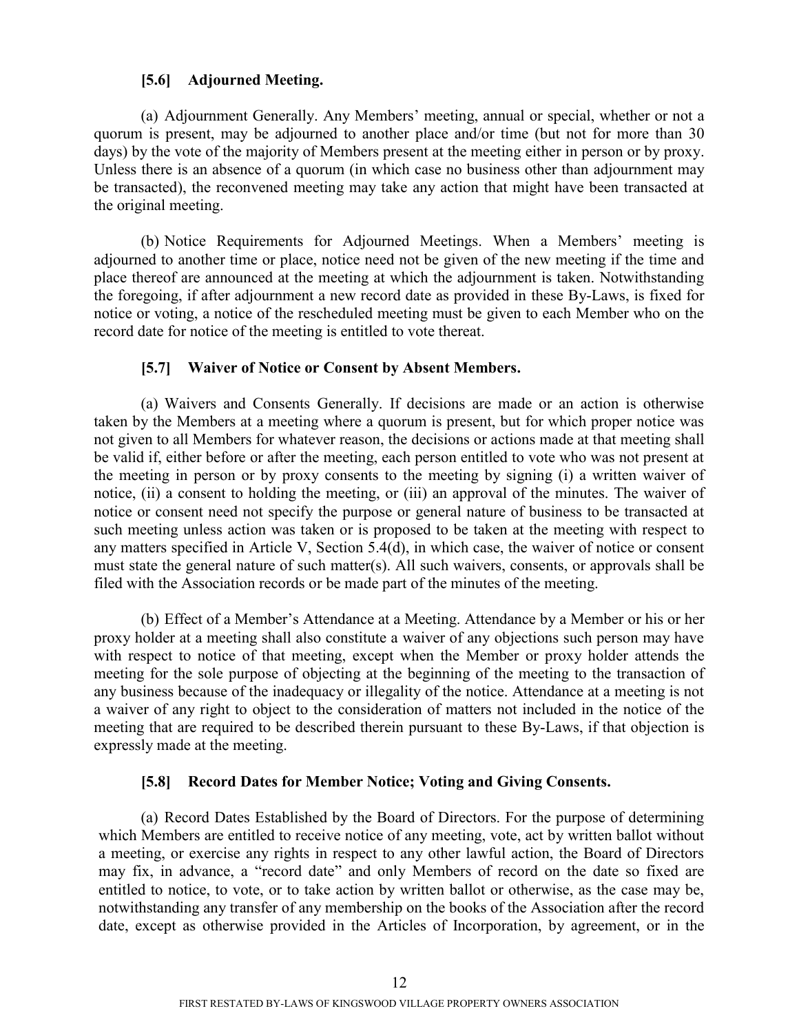### [5.6] Adjourned Meeting.

(a) Adjournment Generally. Any Members' meeting, annual or special, whether or not a quorum is present, may be adjourned to another place and/or time (but not for more than 30 days) by the vote of the majority of Members present at the meeting either in person or by proxy. Unless there is an absence of a quorum (in which case no business other than adjournment may be transacted), the reconvened meeting may take any action that might have been transacted at the original meeting.

(b) Notice Requirements for Adjourned Meetings. When a Members' meeting is adjourned to another time or place, notice need not be given of the new meeting if the time and place thereof are announced at the meeting at which the adjournment is taken. Notwithstanding the foregoing, if after adjournment a new record date as provided in these By-Laws, is fixed for notice or voting, a notice of the rescheduled meeting must be given to each Member who on the record date for notice of the meeting is entitled to vote thereat.

### [5.7] Waiver of Notice or Consent by Absent Members.

(a) Waivers and Consents Generally. If decisions are made or an action is otherwise taken by the Members at a meeting where a quorum is present, but for which proper notice was not given to all Members for whatever reason, the decisions or actions made at that meeting shall be valid if, either before or after the meeting, each person entitled to vote who was not present at the meeting in person or by proxy consents to the meeting by signing (i) a written waiver of notice, (ii) a consent to holding the meeting, or (iii) an approval of the minutes. The waiver of notice or consent need not specify the purpose or general nature of business to be transacted at such meeting unless action was taken or is proposed to be taken at the meeting with respect to any matters specified in Article V, Section 5.4(d), in which case, the waiver of notice or consent must state the general nature of such matter(s). All such waivers, consents, or approvals shall be filed with the Association records or be made part of the minutes of the meeting.

(b) Effect of a Member's Attendance at a Meeting. Attendance by a Member or his or her proxy holder at a meeting shall also constitute a waiver of any objections such person may have with respect to notice of that meeting, except when the Member or proxy holder attends the meeting for the sole purpose of objecting at the beginning of the meeting to the transaction of any business because of the inadequacy or illegality of the notice. Attendance at a meeting is not a waiver of any right to object to the consideration of matters not included in the notice of the meeting that are required to be described therein pursuant to these By-Laws, if that objection is expressly made at the meeting.

### [5.8] Record Dates for Member Notice; Voting and Giving Consents.

(a) Record Dates Established by the Board of Directors. For the purpose of determining which Members are entitled to receive notice of any meeting, vote, act by written ballot without a meeting, or exercise any rights in respect to any other lawful action, the Board of Directors may fix, in advance, a "record date" and only Members of record on the date so fixed are entitled to notice, to vote, or to take action by written ballot or otherwise, as the case may be, notwithstanding any transfer of any membership on the books of the Association after the record date, except as otherwise provided in the Articles of Incorporation, by agreement, or in the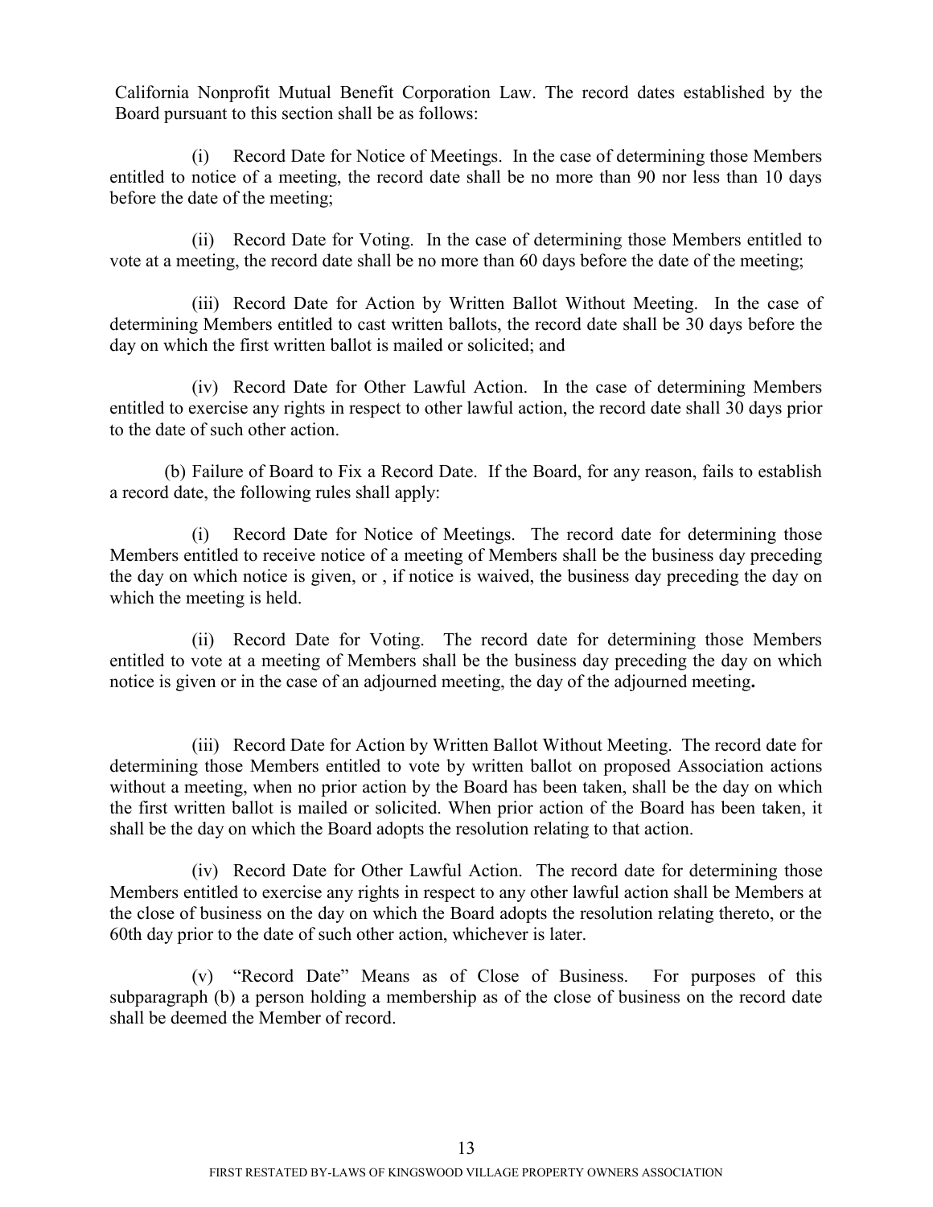California Nonprofit Mutual Benefit Corporation Law. The record dates established by the Board pursuant to this section shall be as follows:

(i) Record Date for Notice of Meetings. In the case of determining those Members entitled to notice of a meeting, the record date shall be no more than 90 nor less than 10 days before the date of the meeting;

(ii) Record Date for Voting. In the case of determining those Members entitled to vote at a meeting, the record date shall be no more than 60 days before the date of the meeting;

(iii) Record Date for Action by Written Ballot Without Meeting. In the case of determining Members entitled to cast written ballots, the record date shall be 30 days before the day on which the first written ballot is mailed or solicited; and

(iv) Record Date for Other Lawful Action. In the case of determining Members entitled to exercise any rights in respect to other lawful action, the record date shall 30 days prior to the date of such other action.

(b) Failure of Board to Fix a Record Date. If the Board, for any reason, fails to establish a record date, the following rules shall apply:

(i) Record Date for Notice of Meetings. The record date for determining those Members entitled to receive notice of a meeting of Members shall be the business day preceding the day on which notice is given, or , if notice is waived, the business day preceding the day on which the meeting is held.

(ii) Record Date for Voting. The record date for determining those Members entitled to vote at a meeting of Members shall be the business day preceding the day on which notice is given or in the case of an adjourned meeting, the day of the adjourned meeting**.**

(iii) Record Date for Action by Written Ballot Without Meeting. The record date for determining those Members entitled to vote by written ballot on proposed Association actions without a meeting, when no prior action by the Board has been taken, shall be the day on which the first written ballot is mailed or solicited. When prior action of the Board has been taken, it shall be the day on which the Board adopts the resolution relating to that action.

(iv) Record Date for Other Lawful Action. The record date for determining those Members entitled to exercise any rights in respect to any other lawful action shall be Members at the close of business on the day on which the Board adopts the resolution relating thereto, or the 60th day prior to the date of such other action, whichever is later.

(v) "Record Date" Means as of Close of Business. For purposes of this subparagraph (b) a person holding a membership as of the close of business on the record date shall be deemed the Member of record.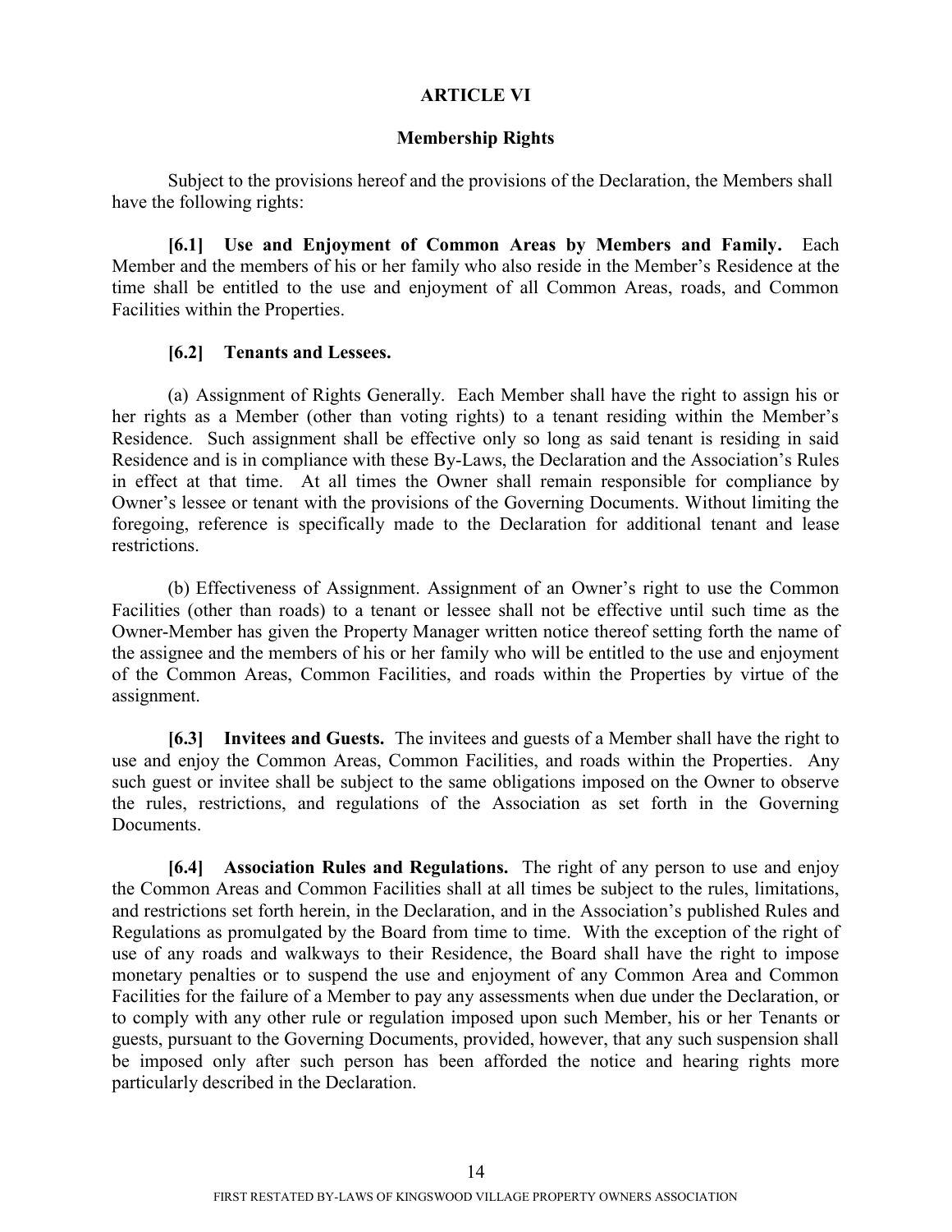# ARTICLE VI

## Membership Rights

Subject to the provisions hereof and the provisions of the Declaration, the Members shall have the following rights:

**[6.1] Use and Enjoyment of Common Areas by Members and Family.** Each Member and the members of his or her family who also reside in the Member's Residence at the time shall be entitled to the use and enjoyment of all Common Areas, roads, and Common Facilities within the Properties.

**[6.2] Tenants and Lessees.**

(a) Assignment of Rights Generally. Each Member shall have the right to assign his or her rights as a Member (other than voting rights) to a tenant residing within the Member's Residence. Such assignment shall be effective only so long as said tenant is residing in said Residence and is in compliance with these By-Laws, the Declaration and the Association's Rules in effect at that time. At all times the Owner shall remain responsible for compliance by Owner's lessee or tenant with the provisions of the Governing Documents. Without limiting the foregoing, reference is specifically made to the Declaration for additional tenant and lease restrictions.

(b) Effectiveness of Assignment. Assignment of an Owner's right to use the Common Facilities (other than roads) to a tenant or lessee shall not be effective until such time as the Owner-Member has given the Property Manager written notice thereof setting forth the name of the assignee and the members of his or her family who will be entitled to the use and enjoyment of the Common Areas, Common Facilities, and roads within the Properties by virtue of the assignment.

**[6.3] Invitees and Guests.** The invitees and guests of a Member shall have the right to use and enjoy the Common Areas, Common Facilities, and roads within the Properties. Any such guest or invitee shall be subject to the same obligations imposed on the Owner to observe the rules, restrictions, and regulations of the Association as set forth in the Governing Documents.

**[6.4] Association Rules and Regulations.** The right of any person to use and enjoy the Common Areas and Common Facilities shall at all times be subject to the rules, limitations, and restrictions set forth herein, in the Declaration, and in the Association's published Rules and Regulations as promulgated by the Board from time to time. With the exception of the right of use of any roads and walkways to their Residence, the Board shall have the right to impose monetary penalties or to suspend the use and enjoyment of any Common Area and Common Facilities for the failure of a Member to pay any assessments when due under the Declaration, or to comply with any other rule or regulation imposed upon such Member, his or her Tenants or guests, pursuant to the Governing Documents, provided, however, that any such suspension shall be imposed only after such person has been afforded the notice and hearing rights more particularly described in the Declaration.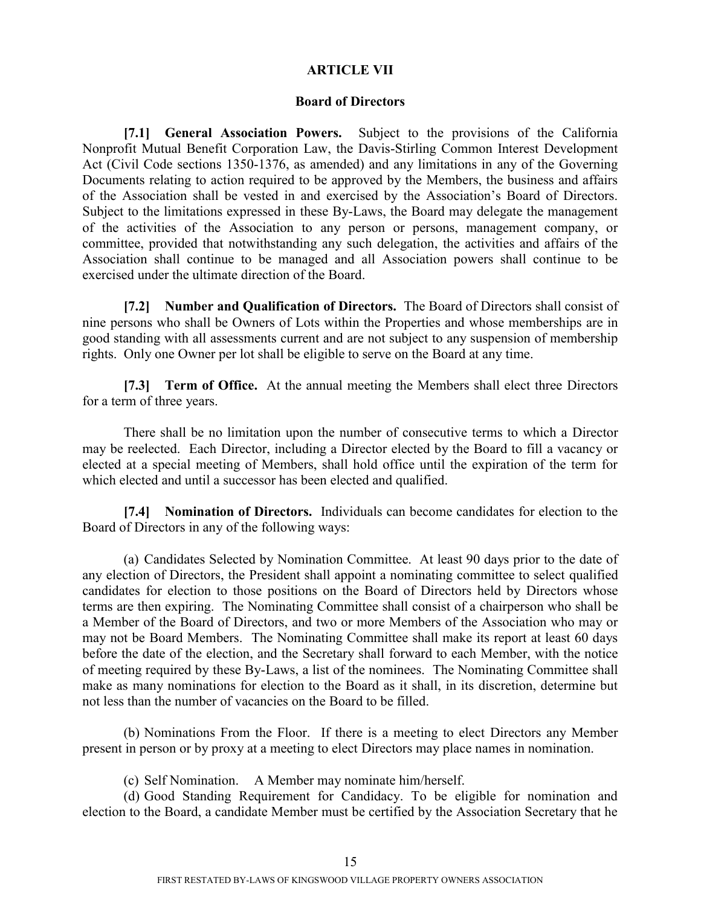# ARTICLE VII

## Board of Directors

**[7.1] General Association Powers.** Subject to the provisions of the California Nonprofit Mutual Benefit Corporation Law, the Davis-Stirling Common Interest Development Act (Civil Code sections 1350-1376, as amended) and any limitations in any of the Governing Documents relating to action required to be approved by the Members, the business and affairs of the Association shall be vested in and exercised by the Association's Board of Directors. Subject to the limitations expressed in these By-Laws, the Board may delegate the management of the activities of the Association to any person or persons, management company, or committee, provided that notwithstanding any such delegation, the activities and affairs of the Association shall continue to be managed and all Association powers shall continue to be exercised under the ultimate direction of the Board.

**[7.2] Number and Qualification of Directors.** The Board of Directors shall consist of nine persons who shall be Owners of Lots within the Properties and whose memberships are in good standing with all assessments current and are not subject to any suspension of membership rights. Only one Owner per lot shall be eligible to serve on the Board at any time.

**[7.3] Term of Office.** At the annual meeting the Members shall elect three Directors for a term of three years.

There shall be no limitation upon the number of consecutive terms to which a Director may be reelected. Each Director, including a Director elected by the Board to fill a vacancy or elected at a special meeting of Members, shall hold office until the expiration of the term for which elected and until a successor has been elected and qualified.

**[7.4] Nomination of Directors.** Individuals can become candidates for election to the Board of Directors in any of the following ways:

(a) Candidates Selected by Nomination Committee. At least 90 days prior to the date of any election of Directors, the President shall appoint a nominating committee to select qualified candidates for election to those positions on the Board of Directors held by Directors whose terms are then expiring. The Nominating Committee shall consist of a chairperson who shall be a Member of the Board of Directors, and two or more Members of the Association who may or may not be Board Members. The Nominating Committee shall make its report at least 60 days before the date of the election, and the Secretary shall forward to each Member, with the notice of meeting required by these By-Laws, a list of the nominees. The Nominating Committee shall make as many nominations for election to the Board as it shall, in its discretion, determine but not less than the number of vacancies on the Board to be filled.

(b) Nominations From the Floor. If there is a meeting to elect Directors any Member present in person or by proxy at a meeting to elect Directors may place names in nomination.

(c) Self Nomination. A Member may nominate him/herself.

(d) Good Standing Requirement for Candidacy. To be eligible for nomination and election to the Board, a candidate Member must be certified by the Association Secretary that he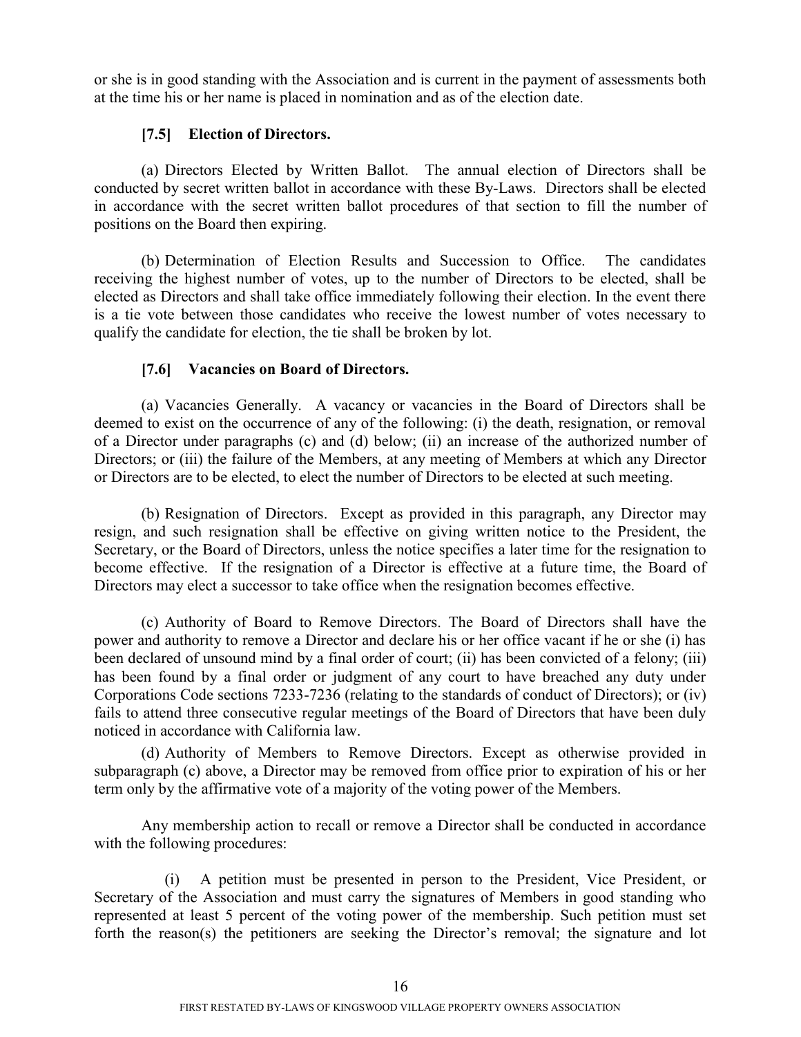or she is in good standing with the Association and is current in the payment of assessments both at the time his or her name is placed in nomination and as of the election date.

**[7.5] Election of Directors.**

(a) Directors Elected by Written Ballot. The annual election of Directors shall be conducted by secret written ballot in accordance with these By-Laws. Directors shall be elected in accordance with the secret written ballot procedures of that section to fill the number of positions on the Board then expiring.

(b) Determination of Election Results and Succession to Office. The candidates receiving the highest number of votes, up to the number of Directors to be elected, shall be elected as Directors and shall take office immediately following their election. In the event there is a tie vote between those candidates who receive the lowest number of votes necessary to qualify the candidate for election, the tie shall be broken by lot.

**[7.6] Vacancies on Board of Directors.**

(a) Vacancies Generally. A vacancy or vacancies in the Board of Directors shall be deemed to exist on the occurrence of any of the following: (i) the death, resignation, or removal of a Director under paragraphs (c) and (d) below; (ii) an increase of the authorized number of Directors; or (iii) the failure of the Members, at any meeting of Members at which any Director or Directors are to be elected, to elect the number of Directors to be elected at such meeting.

(b) Resignation of Directors. Except as provided in this paragraph, any Director may resign, and such resignation shall be effective on giving written notice to the President, the Secretary, or the Board of Directors, unless the notice specifies a later time for the resignation to become effective. If the resignation of a Director is effective at a future time, the Board of Directors may elect a successor to take office when the resignation becomes effective.

(c) Authority of Board to Remove Directors. The Board of Directors shall have the power and authority to remove a Director and declare his or her office vacant if he or she (i) has been declared of unsound mind by a final order of court; (ii) has been convicted of a felony; (iii) has been found by a final order or judgment of any court to have breached any duty under Corporations Code sections 7233-7236 (relating to the standards of conduct of Directors); or (iv) fails to attend three consecutive regular meetings of the Board of Directors that have been duly noticed in accordance with California law.

(d) Authority of Members to Remove Directors. Except as otherwise provided in subparagraph (c) above, a Director may be removed from office prior to expiration of his or her term only by the affirmative vote of a majority of the voting power of the Members.

Any membership action to recall or remove a Director shall be conducted in accordance with the following procedures:

(i) A petition must be presented in person to the President, Vice President, or Secretary of the Association and must carry the signatures of Members in good standing who represented at least 5 percent of the voting power of the membership. Such petition must set forth the reason(s) the petitioners are seeking the Director's removal; the signature and lot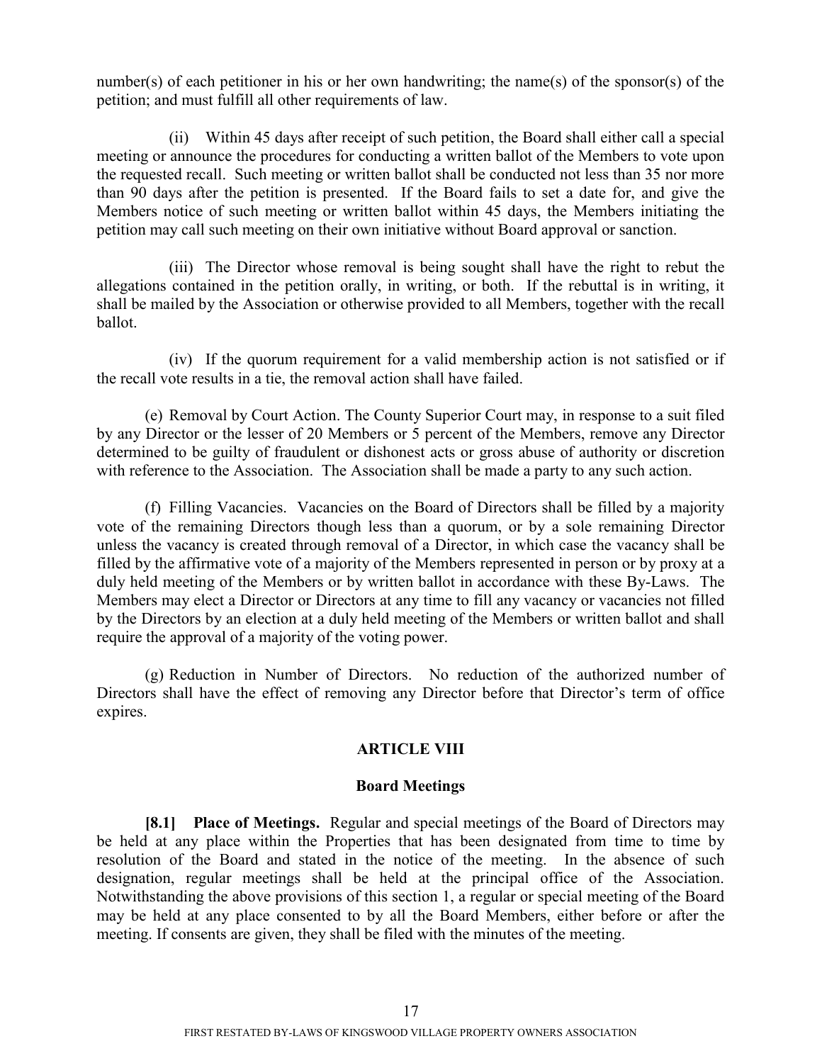number(s) of each petitioner in his or her own handwriting; the name(s) of the sponsor(s) of the petition; and must fulfill all other requirements of law.

(ii) Within 45 days after receipt of such petition, the Board shall either call a special meeting or announce the procedures for conducting a written ballot of the Members to vote upon the requested recall. Such meeting or written ballot shall be conducted not less than 35 nor more than 90 days after the petition is presented. If the Board fails to set a date for, and give the Members notice of such meeting or written ballot within 45 days, the Members initiating the petition may call such meeting on their own initiative without Board approval or sanction.

(iii) The Director whose removal is being sought shall have the right to rebut the allegations contained in the petition orally, in writing, or both. If the rebuttal is in writing, it shall be mailed by the Association or otherwise provided to all Members, together with the recall ballot.

(iv) If the quorum requirement for a valid membership action is not satisfied or if the recall vote results in a tie, the removal action shall have failed.

(e) Removal by Court Action. The County Superior Court may, in response to a suit filed by any Director or the lesser of 20 Members or 5 percent of the Members, remove any Director determined to be guilty of fraudulent or dishonest acts or gross abuse of authority or discretion with reference to the Association. The Association shall be made a party to any such action.

(f) Filling Vacancies. Vacancies on the Board of Directors shall be filled by a majority vote of the remaining Directors though less than a quorum, or by a sole remaining Director unless the vacancy is created through removal of a Director, in which case the vacancy shall be filled by the affirmative vote of a majority of the Members represented in person or by proxy at a duly held meeting of the Members or by written ballot in accordance with these By-Laws. The Members may elect a Director or Directors at any time to fill any vacancy or vacancies not filled by the Directors by an election at a duly held meeting of the Members or written ballot and shall require the approval of a majority of the voting power.

(g) Reduction in Number of Directors. No reduction of the authorized number of Directors shall have the effect of removing any Director before that Director's term of office expires.

## ARTICLE VIII

## Board Meetings

**[8.1] Place of Meetings.** Regular and special meetings of the Board of Directors may be held at any place within the Properties that has been designated from time to time by resolution of the Board and stated in the notice of the meeting. In the absence of such designation, regular meetings shall be held at the principal office of the Association. Notwithstanding the above provisions of this section 1, a regular or special meeting of the Board may be held at any place consented to by all the Board Members, either before or after the meeting. If consents are given, they shall be filed with the minutes of the meeting.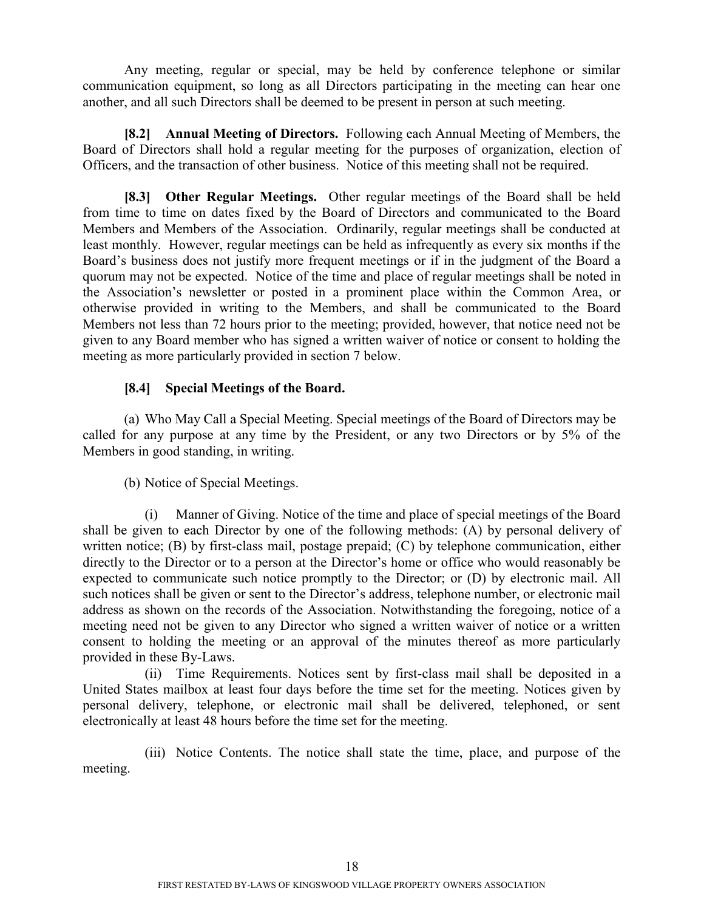Any meeting, regular or special, may be held by conference telephone or similar communication equipment, so long as all Directors participating in the meeting can hear one another, and all such Directors shall be deemed to be present in person at such meeting.

**[8.2] Annual Meeting of Directors.** Following each Annual Meeting of Members, the Board of Directors shall hold a regular meeting for the purposes of organization, election of Officers, and the transaction of other business. Notice of this meeting shall not be required.

**[8.3] Other Regular Meetings.** Other regular meetings of the Board shall be held from time to time on dates fixed by the Board of Directors and communicated to the Board Members and Members of the Association. Ordinarily, regular meetings shall be conducted at least monthly. However, regular meetings can be held as infrequently as every six months if the Board's business does not justify more frequent meetings or if in the judgment of the Board a quorum may not be expected. Notice of the time and place of regular meetings shall be noted in the Association's newsletter or posted in a prominent place within the Common Area, or otherwise provided in writing to the Members, and shall be communicated to the Board Members not less than 72 hours prior to the meeting; provided, however, that notice need not be given to any Board member who has signed a written waiver of notice or consent to holding the meeting as more particularly provided in section 7 below.

**[8.4] Special Meetings of the Board.**

(a) Who May Call a Special Meeting. Special meetings of the Board of Directors may be called for any purpose at any time by the President, or any two Directors or by 5% of the Members in good standing, in writing.

(b) Notice of Special Meetings.

(i) Manner of Giving. Notice of the time and place of special meetings of the Board shall be given to each Director by one of the following methods: (A) by personal delivery of written notice; (B) by first-class mail, postage prepaid; (C) by telephone communication, either directly to the Director or to a person at the Director's home or office who would reasonably be expected to communicate such notice promptly to the Director; or (D) by electronic mail. All such notices shall be given or sent to the Director's address, telephone number, or electronic mail address as shown on the records of the Association. Notwithstanding the foregoing, notice of a meeting need not be given to any Director who signed a written waiver of notice or a written consent to holding the meeting or an approval of the minutes thereof as more particularly provided in these By-Laws.

(ii) Time Requirements. Notices sent by first-class mail shall be deposited in a United States mailbox at least four days before the time set for the meeting. Notices given by personal delivery, telephone, or electronic mail shall be delivered, telephoned, or sent electronically at least 48 hours before the time set for the meeting.

(iii) Notice Contents. The notice shall state the time, place, and purpose of the meeting.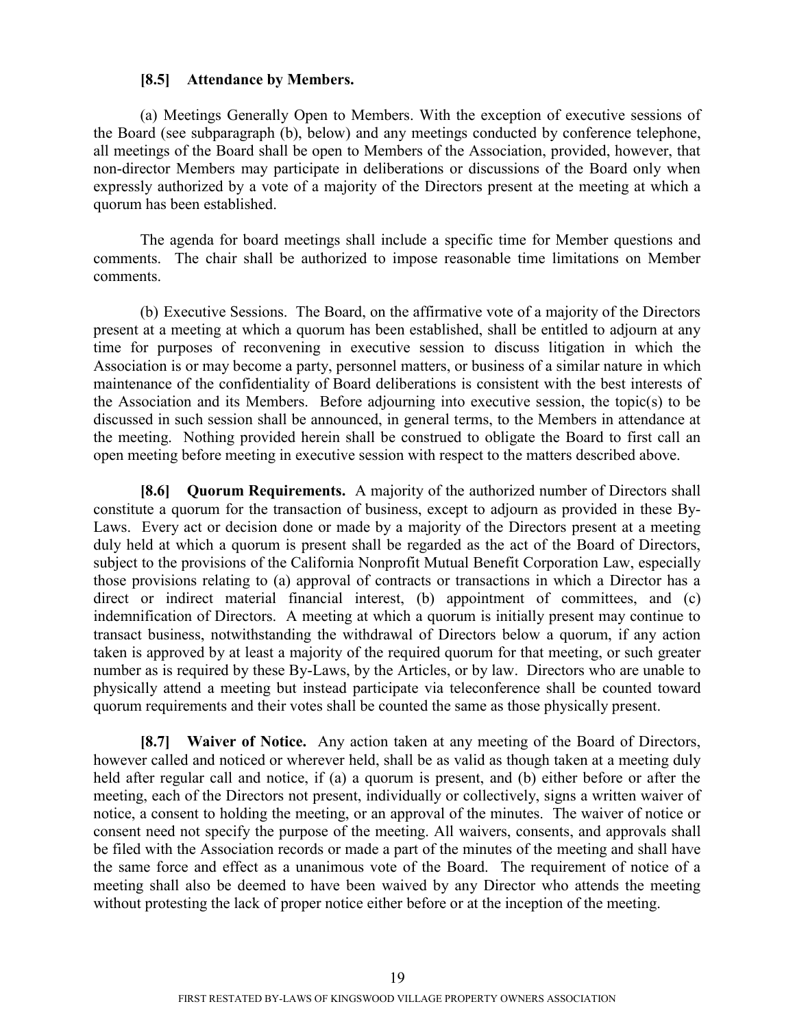**[8.5] Attendance by Members.**

(a) Meetings Generally Open to Members. With the exception of executive sessions of the Board (see subparagraph (b), below) and any meetings conducted by conference telephone, all meetings of the Board shall be open to Members of the Association, provided, however, that non-director Members may participate in deliberations or discussions of the Board only when expressly authorized by a vote of a majority of the Directors present at the meeting at which a quorum has been established.

The agenda for board meetings shall include a specific time for Member questions and comments. The chair shall be authorized to impose reasonable time limitations on Member comments.

(b) Executive Sessions. The Board, on the affirmative vote of a majority of the Directors present at a meeting at which a quorum has been established, shall be entitled to adjourn at any time for purposes of reconvening in executive session to discuss litigation in which the Association is or may become a party, personnel matters, or business of a similar nature in which maintenance of the confidentiality of Board deliberations is consistent with the best interests of the Association and its Members. Before adjourning into executive session, the topic(s) to be discussed in such session shall be announced, in general terms, to the Members in attendance at the meeting. Nothing provided herein shall be construed to obligate the Board to first call an open meeting before meeting in executive session with respect to the matters described above.

**[8.6] Quorum Requirements.** A majority of the authorized number of Directors shall constitute a quorum for the transaction of business, except to adjourn as provided in these By-Laws. Every act or decision done or made by a majority of the Directors present at a meeting duly held at which a quorum is present shall be regarded as the act of the Board of Directors, subject to the provisions of the California Nonprofit Mutual Benefit Corporation Law, especially those provisions relating to (a) approval of contracts or transactions in which a Director has a direct or indirect material financial interest, (b) appointment of committees, and (c) indemnification of Directors. A meeting at which a quorum is initially present may continue to transact business, notwithstanding the withdrawal of Directors below a quorum, if any action taken is approved by at least a majority of the required quorum for that meeting, or such greater number as is required by these By-Laws, by the Articles, or by law. Directors who are unable to physically attend a meeting but instead participate via teleconference shall be counted toward quorum requirements and their votes shall be counted the same as those physically present.

**[8.7] Waiver of Notice.** Any action taken at any meeting of the Board of Directors, however called and noticed or wherever held, shall be as valid as though taken at a meeting duly held after regular call and notice, if (a) a quorum is present, and (b) either before or after the meeting, each of the Directors not present, individually or collectively, signs a written waiver of notice, a consent to holding the meeting, or an approval of the minutes. The waiver of notice or consent need not specify the purpose of the meeting. All waivers, consents, and approvals shall be filed with the Association records or made a part of the minutes of the meeting and shall have the same force and effect as a unanimous vote of the Board. The requirement of notice of a meeting shall also be deemed to have been waived by any Director who attends the meeting without protesting the lack of proper notice either before or at the inception of the meeting.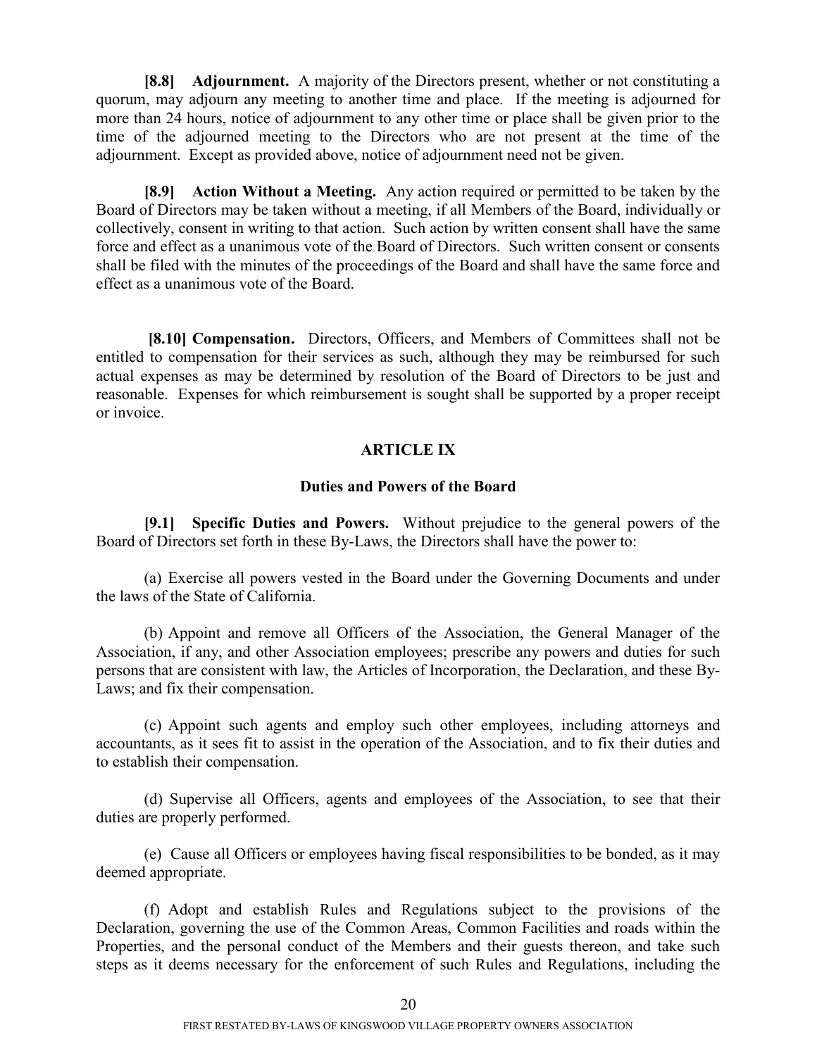**[8.8] Adjournment.** A majority of the Directors present, whether or not constituting a quorum, may adjourn any meeting to another time and place. If the meeting is adjourned for more than 24 hours, notice of adjournment to any other time or place shall be given prior to the time of the adjourned meeting to the Directors who are not present at the time of the adjournment. Except as provided above, notice of adjournment need not be given.

**[8.9] Action Without a Meeting.** Any action required or permitted to be taken by the Board of Directors may be taken without a meeting, if all Members of the Board, individually or collectively, consent in writing to that action. Such action by written consent shall have the same force and effect as a unanimous vote of the Board of Directors. Such written consent or consents shall be filed with the minutes of the proceedings of the Board and shall have the same force and effect as a unanimous vote of the Board.

**[8.10] Compensation.** Directors, Officers, and Members of Committees shall not be entitled to compensation for their services as such, although they may be reimbursed for such actual expenses as may be determined by resolution of the Board of Directors to be just and reasonable. Expenses for which reimbursement is sought shall be supported by a proper receipt or invoice.

## ARTICLE IX

### Duties and Powers of the Board

**[9.1] Specific Duties and Powers.** Without prejudice to the general powers of the Board of Directors set forth in these By-Laws, the Directors shall have the power to:

(a) Exercise all powers vested in the Board under the Governing Documents and under the laws of the State of California.

(b) Appoint and remove all Officers of the Association, the General Manager of the Association, if any, and other Association employees; prescribe any powers and duties for such persons that are consistent with law, the Articles of Incorporation, the Declaration, and these By-Laws; and fix their compensation.

(c) Appoint such agents and employ such other employees, including attorneys and accountants, as it sees fit to assist in the operation of the Association, and to fix their duties and to establish their compensation.

(d) Supervise all Officers, agents and employees of the Association, to see that their duties are properly performed.

(e) Cause all Officers or employees having fiscal responsibilities to be bonded, as it may deemed appropriate.

(f) Adopt and establish Rules and Regulations subject to the provisions of the Declaration, governing the use of the Common Areas, Common Facilities and roads within the Properties, and the personal conduct of the Members and their guests thereon, and take such steps as it deems necessary for the enforcement of such Rules and Regulations, including the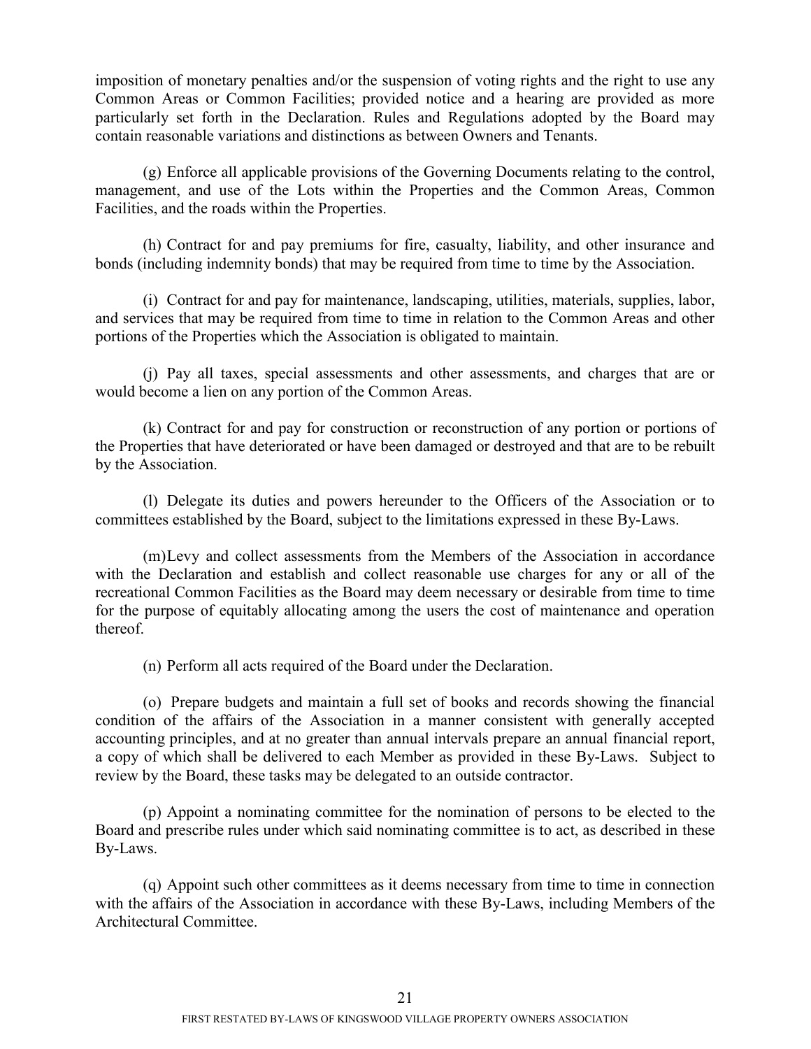imposition of monetary penalties and/or the suspension of voting rights and the right to use any Common Areas or Common Facilities; provided notice and a hearing are provided as more particularly set forth in the Declaration. Rules and Regulations adopted by the Board may contain reasonable variations and distinctions as between Owners and Tenants.

(g) Enforce all applicable provisions of the Governing Documents relating to the control, management, and use of the Lots within the Properties and the Common Areas, Common Facilities, and the roads within the Properties.

(h) Contract for and pay premiums for fire, casualty, liability, and other insurance and bonds (including indemnity bonds) that may be required from time to time by the Association.

(i) Contract for and pay for maintenance, landscaping, utilities, materials, supplies, labor, and services that may be required from time to time in relation to the Common Areas and other portions of the Properties which the Association is obligated to maintain.

(j) Pay all taxes, special assessments and other assessments, and charges that are or would become a lien on any portion of the Common Areas.

(k) Contract for and pay for construction or reconstruction of any portion or portions of the Properties that have deteriorated or have been damaged or destroyed and that are to be rebuilt by the Association.

(l) Delegate its duties and powers hereunder to the Officers of the Association or to committees established by the Board, subject to the limitations expressed in these By-Laws.

(m) Levy and collect assessments from the Members of the Association in accordance with the Declaration and establish and collect reasonable use charges for any or all of the recreational Common Facilities as the Board may deem necessary or desirable from time to time for the purpose of equitably allocating among the users the cost of maintenance and operation thereof.

(n) Perform all acts required of the Board under the Declaration.

(o) Prepare budgets and maintain a full set of books and records showing the financial condition of the affairs of the Association in a manner consistent with generally accepted accounting principles, and at no greater than annual intervals prepare an annual financial report, a copy of which shall be delivered to each Member as provided in these By-Laws. Subject to review by the Board, these tasks may be delegated to an outside contractor.

(p) Appoint a nominating committee for the nomination of persons to be elected to the Board and prescribe rules under which said nominating committee is to act, as described in these By-Laws.

(q) Appoint such other committees as it deems necessary from time to time in connection with the affairs of the Association in accordance with these By-Laws, including Members of the Architectural Committee.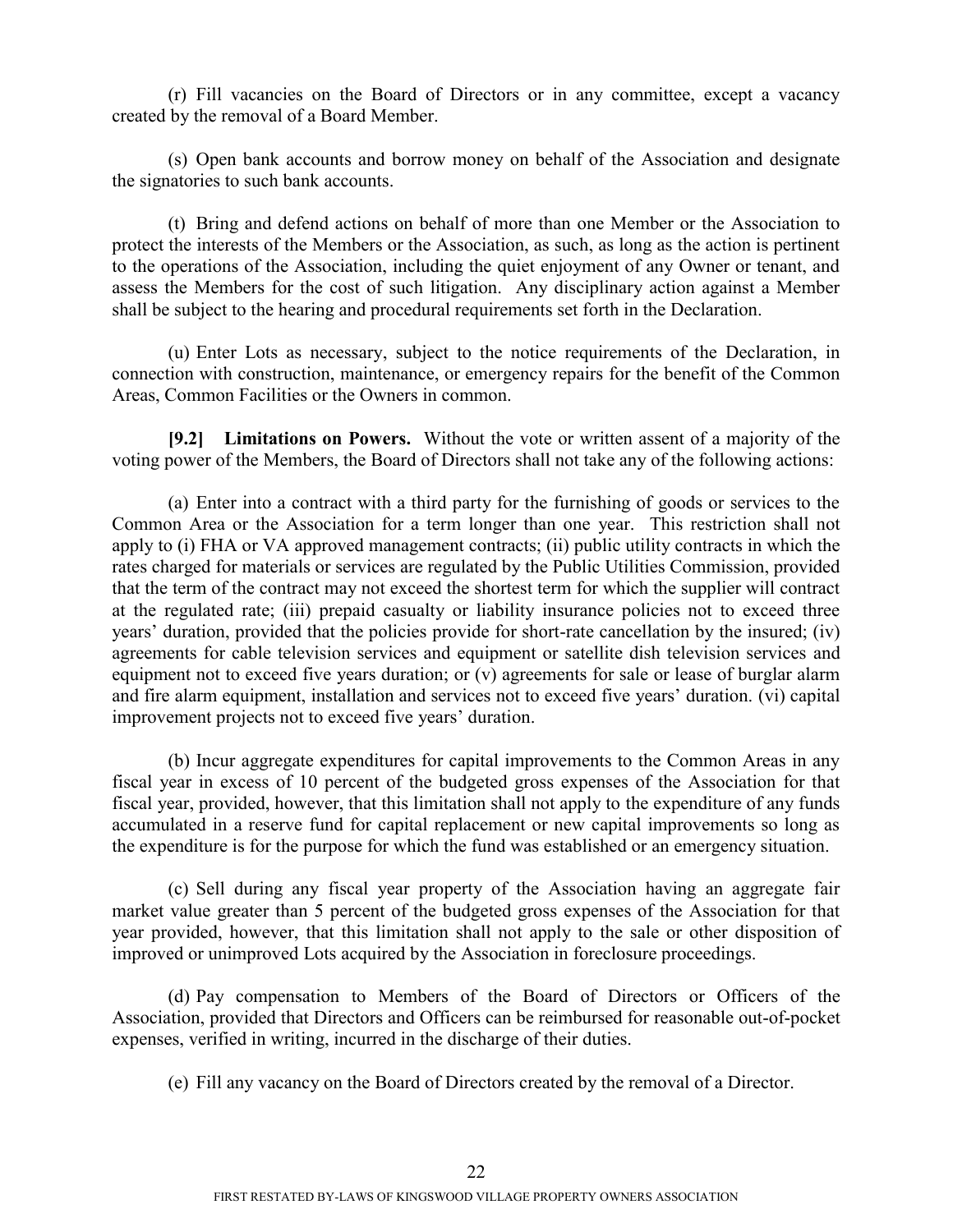(r) Fill vacancies on the Board of Directors or in any committee, except a vacancy created by the removal of a Board Member.

(s) Open bank accounts and borrow money on behalf of the Association and designate the signatories to such bank accounts.

(t) Bring and defend actions on behalf of more than one Member or the Association to protect the interests of the Members or the Association, as such, as long as the action is pertinent to the operations of the Association, including the quiet enjoyment of any Owner or tenant, and assess the Members for the cost of such litigation. Any disciplinary action against a Member shall be subject to the hearing and procedural requirements set forth in the Declaration.

(u) Enter Lots as necessary, subject to the notice requirements of the Declaration, in connection with construction, maintenance, or emergency repairs for the benefit of the Common Areas, Common Facilities or the Owners in common.

**[9.2] Limitations on Powers.** Without the vote or written assent of a majority of the voting power of the Members, the Board of Directors shall not take any of the following actions:

(a) Enter into a contract with a third party for the furnishing of goods or services to the Common Area or the Association for a term longer than one year. This restriction shall not apply to (i) FHA or VA approved management contracts; (ii) public utility contracts in which the rates charged for materials or services are regulated by the Public Utilities Commission, provided that the term of the contract may not exceed the shortest term for which the supplier will contract at the regulated rate; (iii) prepaid casualty or liability insurance policies not to exceed three years' duration, provided that the policies provide for short-rate cancellation by the insured; (iv) agreements for cable television services and equipment or satellite dish television services and equipment not to exceed five years duration; or (v) agreements for sale or lease of burglar alarm and fire alarm equipment, installation and services not to exceed five years' duration. (vi) capital improvement projects not to exceed five years' duration.

(b) Incur aggregate expenditures for capital improvements to the Common Areas in any fiscal year in excess of 10 percent of the budgeted gross expenses of the Association for that fiscal year, provided, however, that this limitation shall not apply to the expenditure of any funds accumulated in a reserve fund for capital replacement or new capital improvements so long as the expenditure is for the purpose for which the fund was established or an emergency situation.

(c) Sell during any fiscal year property of the Association having an aggregate fair market value greater than 5 percent of the budgeted gross expenses of the Association for that year provided, however, that this limitation shall not apply to the sale or other disposition of improved or unimproved Lots acquired by the Association in foreclosure proceedings.

(d) Pay compensation to Members of the Board of Directors or Officers of the Association, provided that Directors and Officers can be reimbursed for reasonable out-of-pocket expenses, verified in writing, incurred in the discharge of their duties.

(e) Fill any vacancy on the Board of Directors created by the removal of a Director.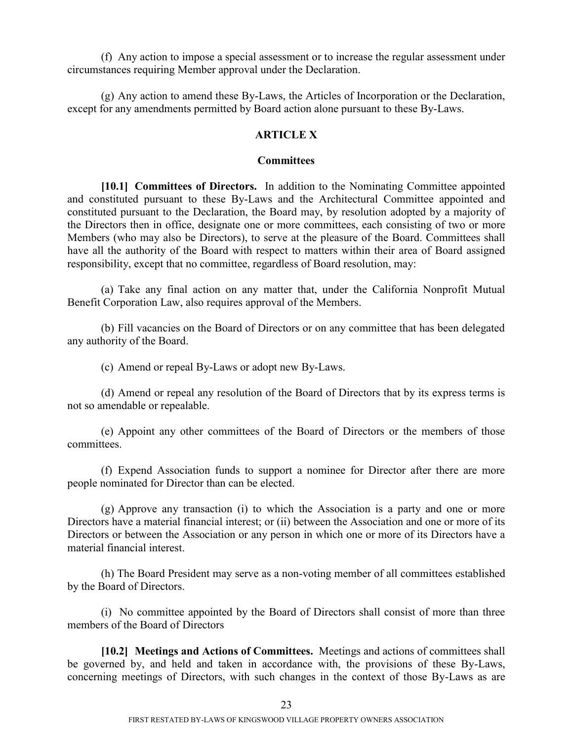(f) Any action to impose a special assessment or to increase the regular assessment under circumstances requiring Member approval under the Declaration.

(g) Any action to amend these By-Laws, the Articles of Incorporation or the Declaration, except for any amendments permitted by Board action alone pursuant to these By-Laws.

## ARTICLE X

### Committees

**[10.1] Committees of Directors.** In addition to the Nominating Committee appointed and constituted pursuant to these By-Laws and the Architectural Committee appointed and constituted pursuant to the Declaration, the Board may, by resolution adopted by a majority of the Directors then in office, designate one or more committees, each consisting of two or more Members (who may also be Directors), to serve at the pleasure of the Board. Committees shall have all the authority of the Board with respect to matters within their area of Board assigned responsibility, except that no committee, regardless of Board resolution, may:

(a) Take any final action on any matter that, under the California Nonprofit Mutual Benefit Corporation Law, also requires approval of the Members.

(b) Fill vacancies on the Board of Directors or on any committee that has been delegated any authority of the Board.

(c) Amend or repeal By-Laws or adopt new By-Laws.

(d) Amend or repeal any resolution of the Board of Directors that by its express terms is not so amendable or repealable.

(e) Appoint any other committees of the Board of Directors or the members of those committees.

(f) Expend Association funds to support a nominee for Director after there are more people nominated for Director than can be elected.

(g) Approve any transaction (i) to which the Association is a party and one or more Directors have a material financial interest; or (ii) between the Association and one or more of its Directors or between the Association or any person in which one or more of its Directors have a material financial interest.

(h) The Board President may serve as a non-voting member of all committees established by the Board of Directors.

(i) No committee appointed by the Board of Directors shall consist of more than three members of the Board of Directors

**[10.2] Meetings and Actions of Committees.** Meetings and actions of committees shall be governed by, and held and taken in accordance with, the provisions of these By-Laws, concerning meetings of Directors, with such changes in the context of those By-Laws as are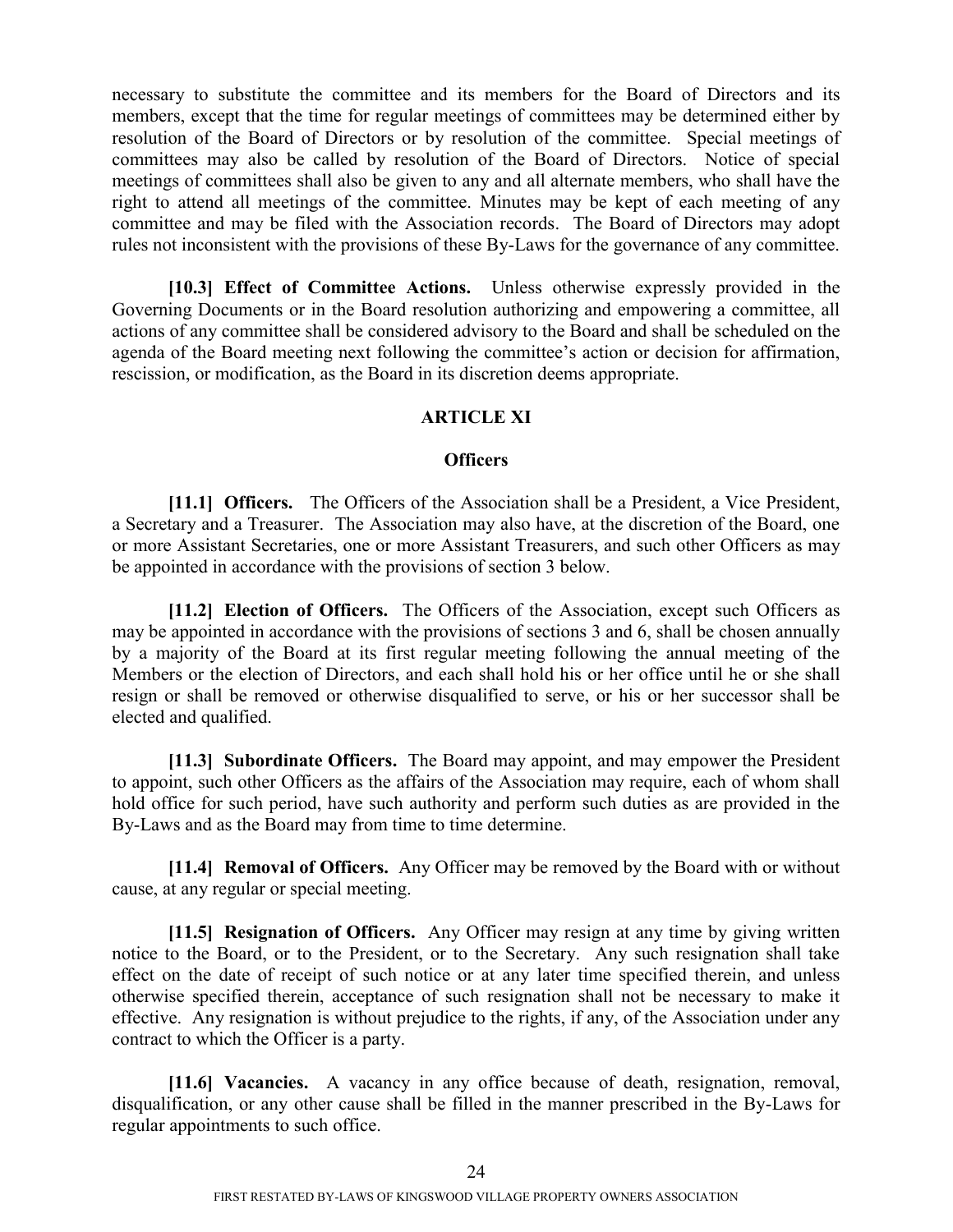necessary to substitute the committee and its members for the Board of Directors and its members, except that the time for regular meetings of committees may be determined either by resolution of the Board of Directors or by resolution of the committee. Special meetings of committees may also be called by resolution of the Board of Directors. Notice of special meetings of committees shall also be given to any and all alternate members, who shall have the right to attend all meetings of the committee. Minutes may be kept of each meeting of any committee and may be filed with the Association records. The Board of Directors may adopt rules not inconsistent with the provisions of these By-Laws for the governance of any committee.

**[10.3] Effect of Committee Actions.** Unless otherwise expressly provided in the Governing Documents or in the Board resolution authorizing and empowering a committee, all actions of any committee shall be considered advisory to the Board and shall be scheduled on the agenda of the Board meeting next following the committee's action or decision for affirmation, rescission, or modification, as the Board in its discretion deems appropriate.

## ARTICLE XI

### Officers

**[11.1] Officers.** The Officers of the Association shall be a President, a Vice President, a Secretary and a Treasurer. The Association may also have, at the discretion of the Board, one or more Assistant Secretaries, one or more Assistant Treasurers, and such other Officers as may be appointed in accordance with the provisions of section 3 below.

**[11.2] Election of Officers.** The Officers of the Association, except such Officers as may be appointed in accordance with the provisions of sections 3 and 6, shall be chosen annually by a majority of the Board at its first regular meeting following the annual meeting of the Members or the election of Directors, and each shall hold his or her office until he or she shall resign or shall be removed or otherwise disqualified to serve, or his or her successor shall be elected and qualified.

**[11.3] Subordinate Officers.** The Board may appoint, and may empower the President to appoint, such other Officers as the affairs of the Association may require, each of whom shall hold office for such period, have such authority and perform such duties as are provided in the By-Laws and as the Board may from time to time determine.

**[11.4] Removal of Officers.** Any Officer may be removed by the Board with or without cause, at any regular or special meeting.

**[11.5] Resignation of Officers.** Any Officer may resign at any time by giving written notice to the Board, or to the President, or to the Secretary. Any such resignation shall take effect on the date of receipt of such notice or at any later time specified therein, and unless otherwise specified therein, acceptance of such resignation shall not be necessary to make it effective. Any resignation is without prejudice to the rights, if any, of the Association under any contract to which the Officer is a party.

**[11.6] Vacancies.** A vacancy in any office because of death, resignation, removal, disqualification, or any other cause shall be filled in the manner prescribed in the By-Laws for regular appointments to such office.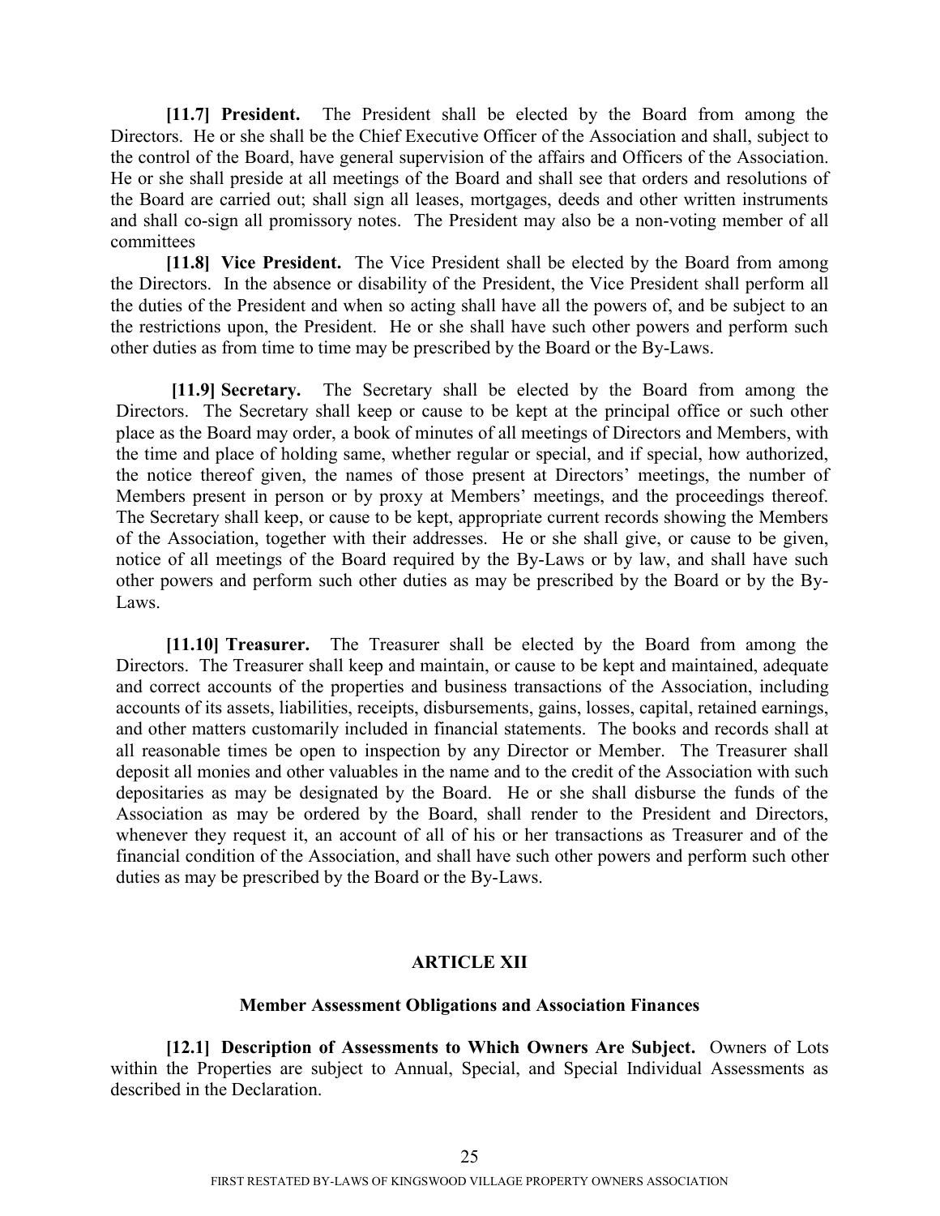**[11.7] President.** The President shall be elected by the Board from among the Directors. He or she shall be the Chief Executive Officer of the Association and shall, subject to the control of the Board, have general supervision of the affairs and Officers of the Association. He or she shall preside at all meetings of the Board and shall see that orders and resolutions of the Board are carried out; shall sign all leases, mortgages, deeds and other written instruments and shall co-sign all promissory notes. The President may also be a non-voting member of all committees

**[11.8] Vice President.** The Vice President shall be elected by the Board from among the Directors. In the absence or disability of the President, the Vice President shall perform all the duties of the President and when so acting shall have all the powers of, and be subject to an the restrictions upon, the President. He or she shall have such other powers and perform such other duties as from time to time may be prescribed by the Board or the By-Laws.

**[11.9] Secretary.** The Secretary shall be elected by the Board from among the Directors. The Secretary shall keep or cause to be kept at the principal office or such other place as the Board may order, a book of minutes of all meetings of Directors and Members, with the time and place of holding same, whether regular or special, and if special, how authorized, the notice thereof given, the names of those present at Directors' meetings, the number of Members present in person or by proxy at Members' meetings, and the proceedings thereof. The Secretary shall keep, or cause to be kept, appropriate current records showing the Members of the Association, together with their addresses. He or she shall give, or cause to be given, notice of all meetings of the Board required by the By-Laws or by law, and shall have such other powers and perform such other duties as may be prescribed by the Board or by the By-Laws.

**[11.10] Treasurer.** The Treasurer shall be elected by the Board from among the Directors. The Treasurer shall keep and maintain, or cause to be kept and maintained, adequate and correct accounts of the properties and business transactions of the Association, including accounts of its assets, liabilities, receipts, disbursements, gains, losses, capital, retained earnings, and other matters customarily included in financial statements. The books and records shall at all reasonable times be open to inspection by any Director or Member. The Treasurer shall deposit all monies and other valuables in the name and to the credit of the Association with such depositaries as may be designated by the Board. He or she shall disburse the funds of the Association as may be ordered by the Board, shall render to the President and Directors, whenever they request it, an account of all of his or her transactions as Treasurer and of the financial condition of the Association, and shall have such other powers and perform such other duties as may be prescribed by the Board or the By-Laws.

## ARTICLE XII

### Member Assessment Obligations and Association Finances

**[12.1] Description of Assessments to Which Owners Are Subject.** Owners of Lots within the Properties are subject to Annual, Special, and Special Individual Assessments as described in the Declaration.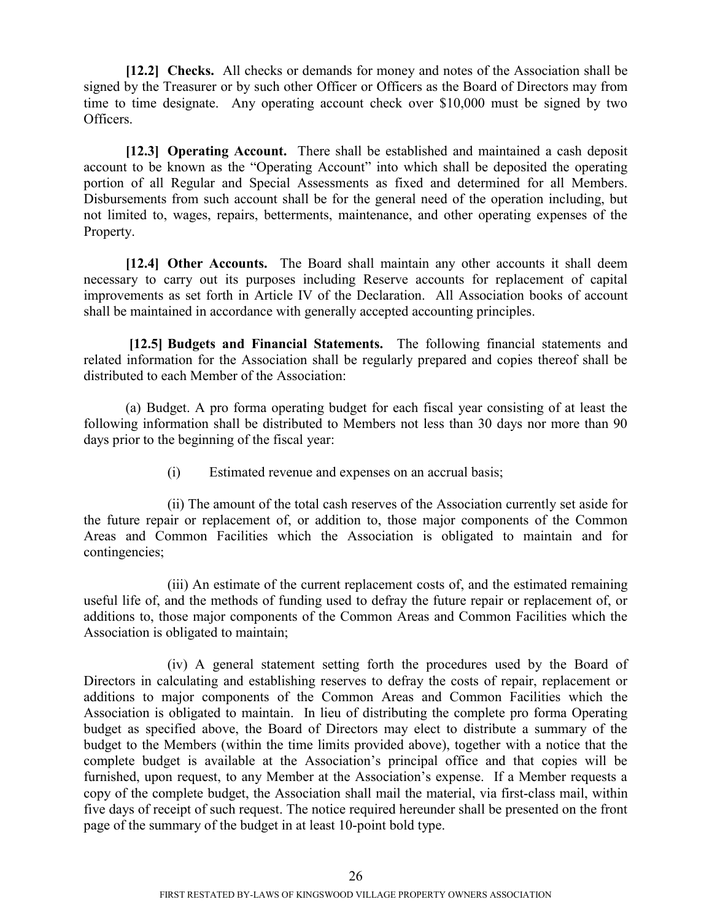**[12.2] Checks.** All checks or demands for money and notes of the Association shall be signed by the Treasurer or by such other Officer or Officers as the Board of Directors may from time to time designate. Any operating account check over $10,000 must be signed by two Officers.

**[12.3] Operating Account.** There shall be established and maintained a cash deposit account to be known as the "Operating Account" into which shall be deposited the operating portion of all Regular and Special Assessments as fixed and determined for all Members. Disbursements from such account shall be for the general need of the operation including, but not limited to, wages, repairs, betterments, maintenance, and other operating expenses of the Property.

**[12.4] Other Accounts.** The Board shall maintain any other accounts it shall deem necessary to carry out its purposes including Reserve accounts for replacement of capital improvements as set forth in Article IV of the Declaration. All Association books of account shall be maintained in accordance with generally accepted accounting principles.

**[12.5] Budgets and Financial Statements.** The following financial statements and related information for the Association shall be regularly prepared and copies thereof shall be distributed to each Member of the Association:

(a) Budget. A pro forma operating budget for each fiscal year consisting of at least the following information shall be distributed to Members not less than 30 days nor more than 90 days prior to the beginning of the fiscal year:

(i) Estimated revenue and expenses on an accrual basis;

(ii) The amount of the total cash reserves of the Association currently set aside for the future repair or replacement of, or addition to, those major components of the Common Areas and Common Facilities which the Association is obligated to maintain and for contingencies;

(iii) An estimate of the current replacement costs of, and the estimated remaining useful life of, and the methods of funding used to defray the future repair or replacement of, or additions to, those major components of the Common Areas and Common Facilities which the Association is obligated to maintain;

(iv) A general statement setting forth the procedures used by the Board of Directors in calculating and establishing reserves to defray the costs of repair, replacement or additions to major components of the Common Areas and Common Facilities which the Association is obligated to maintain. In lieu of distributing the complete pro forma Operating budget as specified above, the Board of Directors may elect to distribute a summary of the budget to the Members (within the time limits provided above), together with a notice that the complete budget is available at the Association's principal office and that copies will be furnished, upon request, to any Member at the Association's expense. If a Member requests a copy of the complete budget, the Association shall mail the material, via first-class mail, within five days of receipt of such request. The notice required hereunder shall be presented on the front page of the summary of the budget in at least 10-point bold type.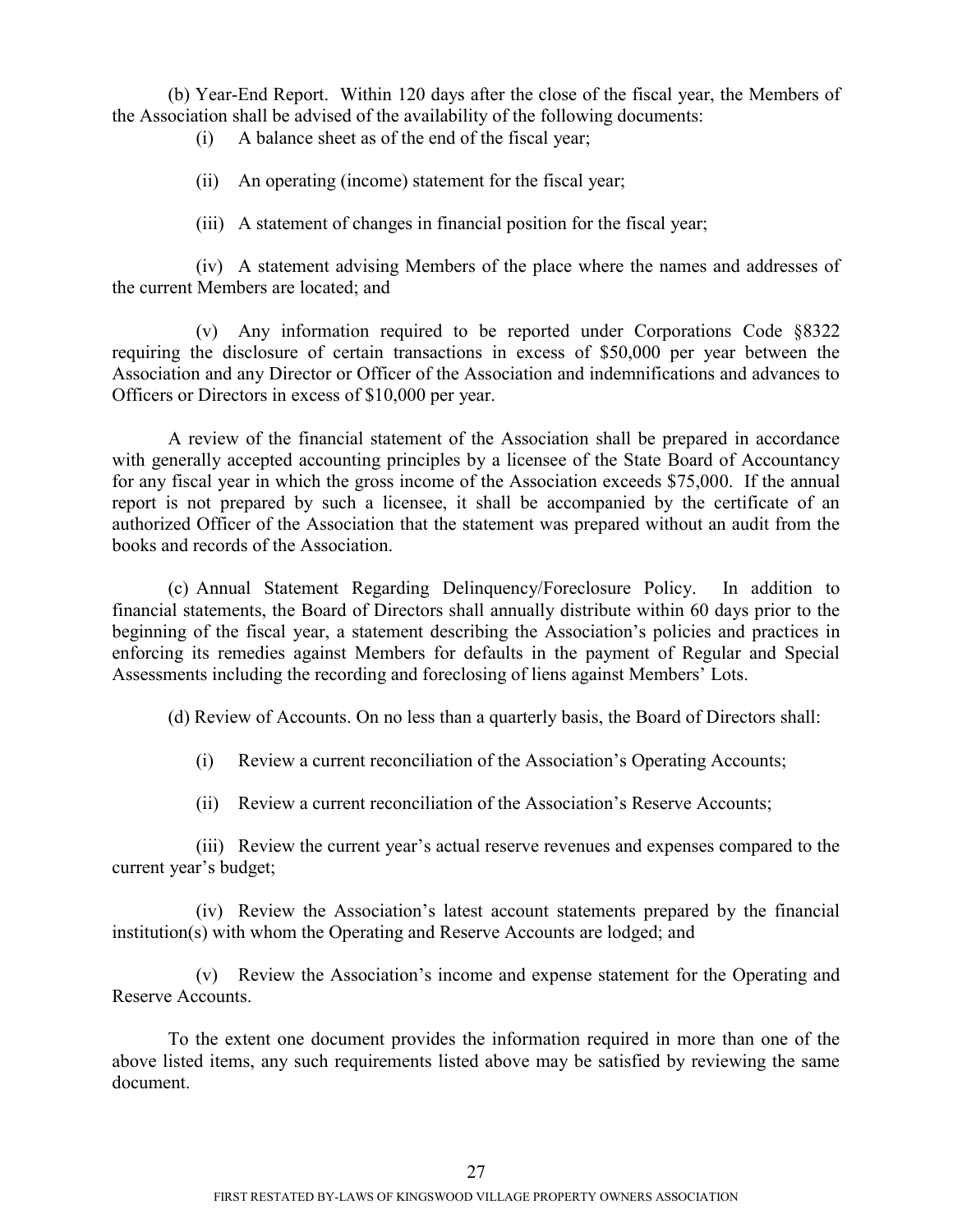(b) Year-End Report. Within 120 days after the close of the fiscal year, the Members of the Association shall be advised of the availability of the following documents:

(i) A balance sheet as of the end of the fiscal year;

(ii) An operating (income) statement for the fiscal year;

(iii) A statement of changes in financial position for the fiscal year;

(iv) A statement advising Members of the place where the names and addresses of the current Members are located; and

(v) Any information required to be reported under Corporations Code §8322 requiring the disclosure of certain transactions in excess of $50,000 per year between the Association and any Director or Officer of the Association and indemnifications and advances to Officers or Directors in excess of $10,000 per year.

A review of the financial statement of the Association shall be prepared in accordance with generally accepted accounting principles by a licensee of the State Board of Accountancy for any fiscal year in which the gross income of the Association exceeds $75,000. If the annual report is not prepared by such a licensee, it shall be accompanied by the certificate of an authorized Officer of the Association that the statement was prepared without an audit from the books and records of the Association.

(c) Annual Statement Regarding Delinquency/Foreclosure Policy. In addition to financial statements, the Board of Directors shall annually distribute within 60 days prior to the beginning of the fiscal year, a statement describing the Association's policies and practices in enforcing its remedies against Members for defaults in the payment of Regular and Special Assessments including the recording and foreclosing of liens against Members' Lots.

(d) Review of Accounts. On no less than a quarterly basis, the Board of Directors shall:

(i) Review a current reconciliation of the Association's Operating Accounts;

(ii) Review a current reconciliation of the Association's Reserve Accounts;

(iii) Review the current year's actual reserve revenues and expenses compared to the current year's budget;

(iv) Review the Association's latest account statements prepared by the financial institution(s) with whom the Operating and Reserve Accounts are lodged; and

(v) Review the Association's income and expense statement for the Operating and Reserve Accounts.

To the extent one document provides the information required in more than one of the above listed items, any such requirements listed above may be satisfied by reviewing the same document.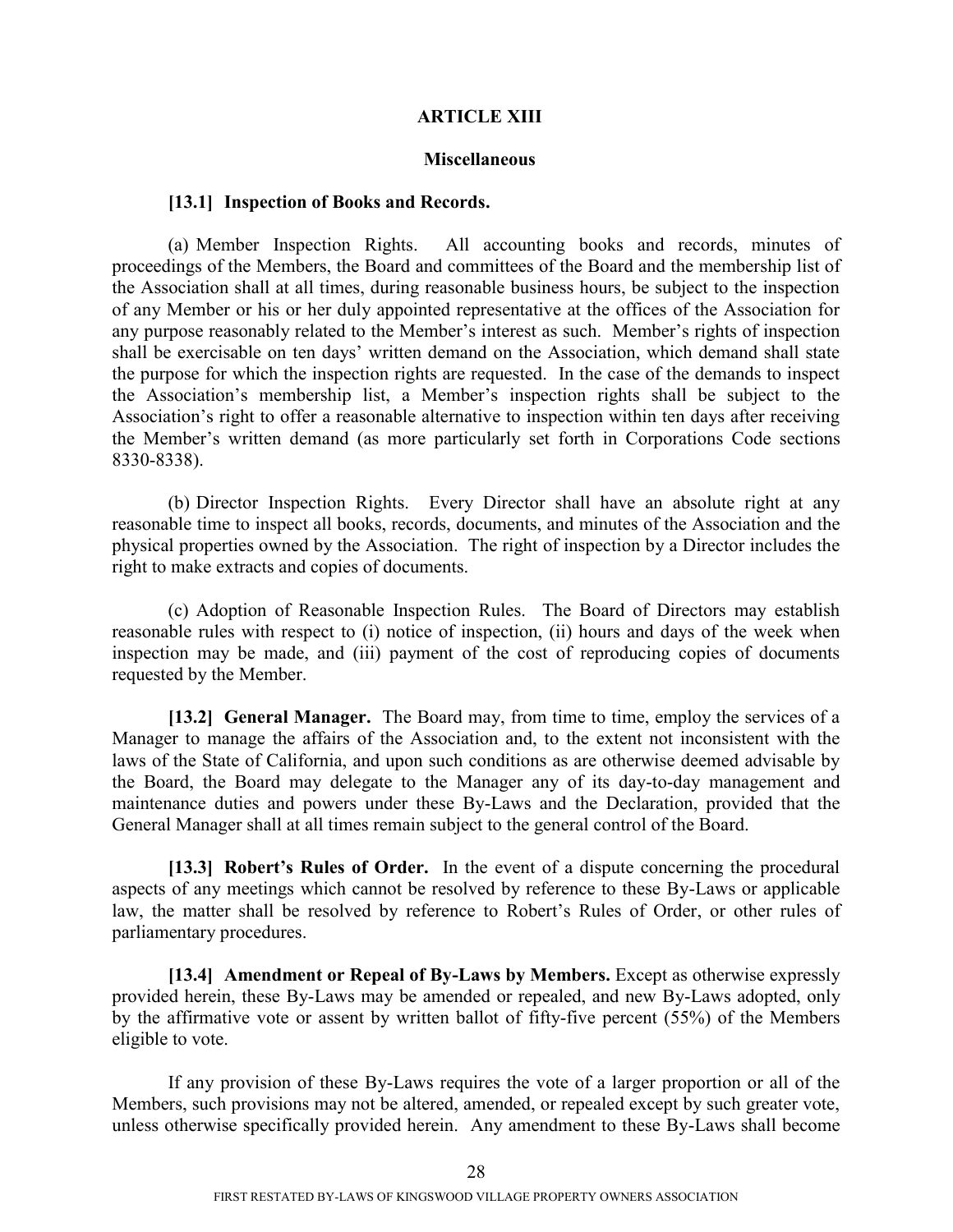## ARTICLE XIII

### Miscellaneous

**[13.1] Inspection of Books and Records.**

(a) Member Inspection Rights. All accounting books and records, minutes of proceedings of the Members, the Board and committees of the Board and the membership list of the Association shall at all times, during reasonable business hours, be subject to the inspection of any Member or his or her duly appointed representative at the offices of the Association for any purpose reasonably related to the Member's interest as such. Member's rights of inspection shall be exercisable on ten days' written demand on the Association, which demand shall state the purpose for which the inspection rights are requested. In the case of the demands to inspect the Association's membership list, a Member's inspection rights shall be subject to the Association's right to offer a reasonable alternative to inspection within ten days after receiving the Member's written demand (as more particularly set forth in Corporations Code sections 8330-8338).

(b) Director Inspection Rights. Every Director shall have an absolute right at any reasonable time to inspect all books, records, documents, and minutes of the Association and the physical properties owned by the Association. The right of inspection by a Director includes the right to make extracts and copies of documents.

(c) Adoption of Reasonable Inspection Rules. The Board of Directors may establish reasonable rules with respect to (i) notice of inspection, (ii) hours and days of the week when inspection may be made, and (iii) payment of the cost of reproducing copies of documents requested by the Member.

**[13.2] General Manager.** The Board may, from time to time, employ the services of a Manager to manage the affairs of the Association and, to the extent not inconsistent with the laws of the State of California, and upon such conditions as are otherwise deemed advisable by the Board, the Board may delegate to the Manager any of its day-to-day management and maintenance duties and powers under these By-Laws and the Declaration, provided that the General Manager shall at all times remain subject to the general control of the Board.

**[13.3] Robert's Rules of Order.** In the event of a dispute concerning the procedural aspects of any meetings which cannot be resolved by reference to these By-Laws or applicable law, the matter shall be resolved by reference to Robert's Rules of Order, or other rules of parliamentary procedures.

**[13.4] Amendment or Repeal of By-Laws by Members.** Except as otherwise expressly provided herein, these By-Laws may be amended or repealed, and new By-Laws adopted, only by the affirmative vote or assent by written ballot of fifty-five percent (55%) of the Members eligible to vote.

If any provision of these By-Laws requires the vote of a larger proportion or all of the Members, such provisions may not be altered, amended, or repealed except by such greater vote, unless otherwise specifically provided herein. Any amendment to these By-Laws shall become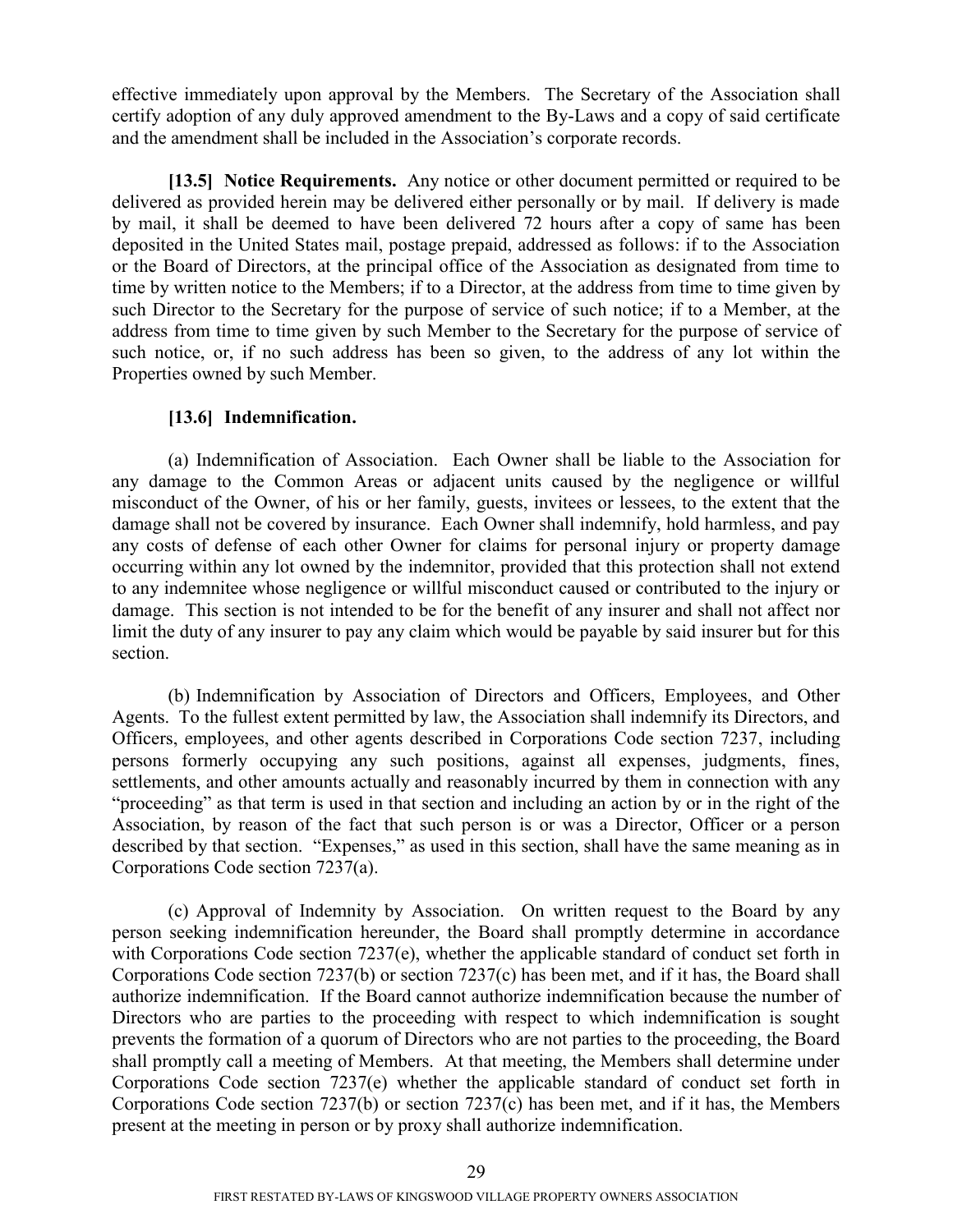effective immediately upon approval by the Members. The Secretary of the Association shall certify adoption of any duly approved amendment to the By-Laws and a copy of said certificate and the amendment shall be included in the Association's corporate records.

**[13.5] Notice Requirements.** Any notice or other document permitted or required to be delivered as provided herein may be delivered either personally or by mail. If delivery is made by mail, it shall be deemed to have been delivered 72 hours after a copy of same has been deposited in the United States mail, postage prepaid, addressed as follows: if to the Association or the Board of Directors, at the principal office of the Association as designated from time to time by written notice to the Members; if to a Director, at the address from time to time given by such Director to the Secretary for the purpose of service of such notice; if to a Member, at the address from time to time given by such Member to the Secretary for the purpose of service of such notice, or, if no such address has been so given, to the address of any lot within the Properties owned by such Member.

**[13.6] Indemnification.**

(a) Indemnification of Association. Each Owner shall be liable to the Association for any damage to the Common Areas or adjacent units caused by the negligence or willful misconduct of the Owner, of his or her family, guests, invitees or lessees, to the extent that the damage shall not be covered by insurance. Each Owner shall indemnify, hold harmless, and pay any costs of defense of each other Owner for claims for personal injury or property damage occurring within any lot owned by the indemnitor, provided that this protection shall not extend to any indemnitee whose negligence or willful misconduct caused or contributed to the injury or damage. This section is not intended to be for the benefit of any insurer and shall not affect nor limit the duty of any insurer to pay any claim which would be payable by said insurer but for this section.

(b) Indemnification by Association of Directors and Officers, Employees, and Other Agents. To the fullest extent permitted by law, the Association shall indemnify its Directors, and Officers, employees, and other agents described in Corporations Code section 7237, including persons formerly occupying any such positions, against all expenses, judgments, fines, settlements, and other amounts actually and reasonably incurred by them in connection with any "proceeding" as that term is used in that section and including an action by or in the right of the Association, by reason of the fact that such person is or was a Director, Officer or a person described by that section. "Expenses," as used in this section, shall have the same meaning as in Corporations Code section 7237(a).

(c) Approval of Indemnity by Association. On written request to the Board by any person seeking indemnification hereunder, the Board shall promptly determine in accordance with Corporations Code section 7237(e), whether the applicable standard of conduct set forth in Corporations Code section 7237(b) or section 7237(c) has been met, and if it has, the Board shall authorize indemnification. If the Board cannot authorize indemnification because the number of Directors who are parties to the proceeding with respect to which indemnification is sought prevents the formation of a quorum of Directors who are not parties to the proceeding, the Board shall promptly call a meeting of Members. At that meeting, the Members shall determine under Corporations Code section 7237(e) whether the applicable standard of conduct set forth in Corporations Code section 7237(b) or section 7237(c) has been met, and if it has, the Members present at the meeting in person or by proxy shall authorize indemnification.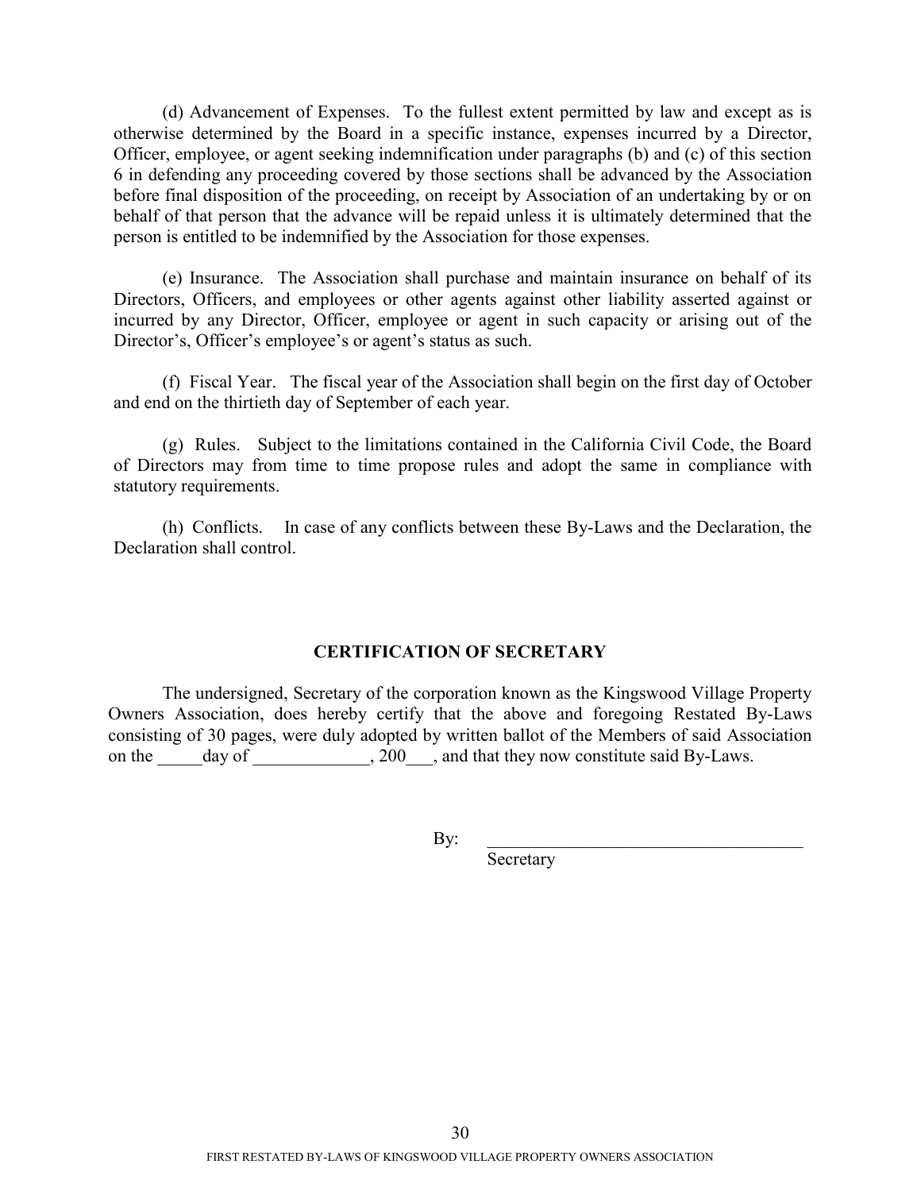(d) Advancement of Expenses. To the fullest extent permitted by law and except as is otherwise determined by the Board in a specific instance, expenses incurred by a Director, Officer, employee, or agent seeking indemnification under paragraphs (b) and (c) of this section 6 in defending any proceeding covered by those sections shall be advanced by the Association before final disposition of the proceeding, on receipt by Association of an undertaking by or on behalf of that person that the advance will be repaid unless it is ultimately determined that the person is entitled to be indemnified by the Association for those expenses.

(e) Insurance. The Association shall purchase and maintain insurance on behalf of its Directors, Officers, and employees or other agents against other liability asserted against or incurred by any Director, Officer, employee or agent in such capacity or arising out of the Director's, Officer's employee's or agent's status as such.

(f) Fiscal Year. The fiscal year of the Association shall begin on the first day of October and end on the thirtieth day of September of each year.

(g) Rules. Subject to the limitations contained in the California Civil Code, the Board of Directors may from time to time propose rules and adopt the same in compliance with statutory requirements.

(h) Conflicts. In case of any conflicts between these By-Laws and the Declaration, the Declaration shall control.

**CERTIFICATION OF SECRETARY**

The undersigned, Secretary of the corporation known as the Kingswood Village Property Owners Association, does hereby certify that the above and foregoing Restated By-Laws consisting of 30 pages, were duly adopted by written ballot of the Members of said Association on the _____day of _____________, 200___, and that they now constitute said By-Laws.

By: ____________________________________
Secretary